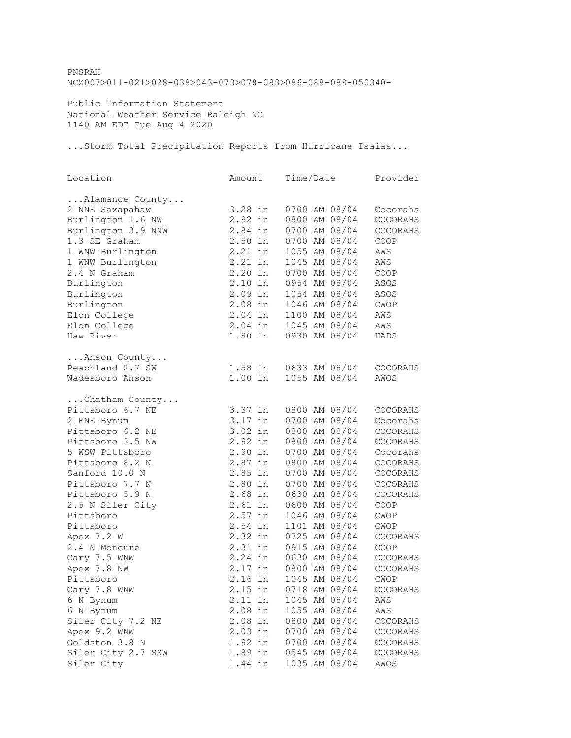PNSRAH
NCZ007>011-021>028-038>043-073>078-083>086-088-089-050340-

Public Information Statement
National Weather Service Raleigh NC
1140 AM EDT Tue Aug 4 2020

...Storm Total Precipitation Reports from Hurricane Isaias...

| Location | Amount | Time/Date | Provider |
|---|---|---|---|
| ...Alamance County... | | | |
| 2 NNE Saxapahaw | 3.28 in | 0700 AM 08/04 | Cocorahs |
| Burlington 1.6 NW | 2.92 in | 0800 AM 08/04 | COCORAHS |
| Burlington 3.9 NNW | 2.84 in | 0700 AM 08/04 | COCORAHS |
| 1.3 SE Graham | 2.50 in | 0700 AM 08/04 | COOP |
| 1 WNW Burlington | 2.21 in | 1055 AM 08/04 | AWS |
| 1 WNW Burlington | 2.21 in | 1045 AM 08/04 | AWS |
| 2.4 N Graham | 2.20 in | 0700 AM 08/04 | COOP |
| Burlington | 2.10 in | 0954 AM 08/04 | ASOS |
| Burlington | 2.09 in | 1054 AM 08/04 | ASOS |
| Burlington | 2.08 in | 1046 AM 08/04 | CWOP |
| Elon College | 2.04 in | 1100 AM 08/04 | AWS |
| Elon College | 2.04 in | 1045 AM 08/04 | AWS |
| Haw River | 1.80 in | 0930 AM 08/04 | HADS |
| ...Anson County... | | | |
| Peachland 2.7 SW | 1.58 in | 0633 AM 08/04 | COCORAHS |
| Wadesboro Anson | 1.00 in | 1055 AM 08/04 | AWOS |
| ...Chatham County... | | | |
| Pittsboro 6.7 NE | 3.37 in | 0800 AM 08/04 | COCORAHS |
| 2 ENE Bynum | 3.17 in | 0700 AM 08/04 | Cocorahs |
| Pittsboro 6.2 NE | 3.02 in | 0800 AM 08/04 | COCORAHS |
| Pittsboro 3.5 NW | 2.92 in | 0800 AM 08/04 | COCORAHS |
| 5 WSW Pittsboro | 2.90 in | 0700 AM 08/04 | Cocorahs |
| Pittsboro 8.2 N | 2.87 in | 0800 AM 08/04 | COCORAHS |
| Sanford 10.0 N | 2.85 in | 0700 AM 08/04 | COCORAHS |
| Pittsboro 7.7 N | 2.80 in | 0700 AM 08/04 | COCORAHS |
| Pittsboro 5.9 N | 2.68 in | 0630 AM 08/04 | COCORAHS |
| 2.5 N Siler City | 2.61 in | 0600 AM 08/04 | COOP |
| Pittsboro | 2.57 in | 1046 AM 08/04 | CWOP |
| Pittsboro | 2.54 in | 1101 AM 08/04 | CWOP |
| Apex 7.2 W | 2.32 in | 0725 AM 08/04 | COCORAHS |
| 2.4 N Moncure | 2.31 in | 0915 AM 08/04 | COOP |
| Cary 7.5 WNW | 2.24 in | 0630 AM 08/04 | COCORAHS |
| Apex 7.8 NW | 2.17 in | 0800 AM 08/04 | COCORAHS |
| Pittsboro | 2.16 in | 1045 AM 08/04 | CWOP |
| Cary 7.8 WNW | 2.15 in | 0718 AM 08/04 | COCORAHS |
| 6 N Bynum | 2.11 in | 1045 AM 08/04 | AWS |
| 6 N Bynum | 2.08 in | 1055 AM 08/04 | AWS |
| Siler City 7.2 NE | 2.08 in | 0800 AM 08/04 | COCORAHS |
| Apex 9.2 WNW | 2.03 in | 0700 AM 08/04 | COCORAHS |
| Goldston 3.8 N | 1.92 in | 0700 AM 08/04 | COCORAHS |
| Siler City 2.7 SSW | 1.89 in | 0545 AM 08/04 | COCORAHS |
| Siler City | 1.44 in | 1035 AM 08/04 | AWOS |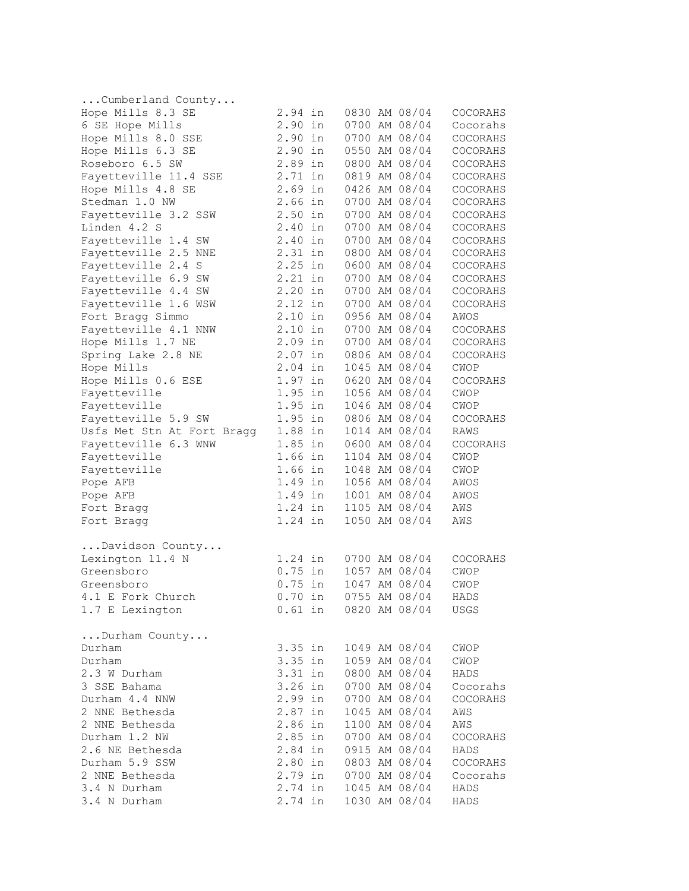```
...Cumberland County...
Hope Mills 8.3 SE          2.94 in   0830 AM 08/04   COCORAHS
6 SE Hope Mills            2.90 in   0700 AM 08/04   Cocorahs
Hope Mills 8.0 SSE         2.90 in   0700 AM 08/04   COCORAHS
Hope Mills 6.3 SE          2.90 in   0550 AM 08/04   COCORAHS
Roseboro 6.5 SW            2.89 in   0800 AM 08/04   COCORAHS
Fayetteville 11.4 SSE      2.71 in   0819 AM 08/04   COCORAHS
Hope Mills 4.8 SE          2.69 in   0426 AM 08/04   COCORAHS
Stedman 1.0 NW             2.66 in   0700 AM 08/04   COCORAHS
Fayetteville 3.2 SSW       2.50 in   0700 AM 08/04   COCORAHS
Linden 4.2 S               2.40 in   0700 AM 08/04   COCORAHS
Fayetteville 1.4 SW        2.40 in   0700 AM 08/04   COCORAHS
Fayetteville 2.5 NNE       2.31 in   0800 AM 08/04   COCORAHS
Fayetteville 2.4 S         2.25 in   0600 AM 08/04   COCORAHS
Fayetteville 6.9 SW        2.21 in   0700 AM 08/04   COCORAHS
Fayetteville 4.4 SW        2.20 in   0700 AM 08/04   COCORAHS
Fayetteville 1.6 WSW       2.12 in   0700 AM 08/04   COCORAHS
Fort Bragg Simmo           2.10 in   0956 AM 08/04   AWOS
Fayetteville 4.1 NNW       2.10 in   0700 AM 08/04   COCORAHS
Hope Mills 1.7 NE          2.09 in   0700 AM 08/04   COCORAHS
Spring Lake 2.8 NE         2.07 in   0806 AM 08/04   COCORAHS
Hope Mills                 2.04 in   1045 AM 08/04   CWOP
Hope Mills 0.6 ESE         1.97 in   0620 AM 08/04   COCORAHS
Fayetteville               1.95 in   1056 AM 08/04   CWOP
Fayetteville               1.95 in   1046 AM 08/04   CWOP
Fayetteville 5.9 SW        1.95 in   0806 AM 08/04   COCORAHS
Usfs Met Stn At Fort Bragg 1.88 in   1014 AM 08/04   RAWS
Fayetteville 6.3 WNW       1.85 in   0600 AM 08/04   COCORAHS
Fayetteville               1.66 in   1104 AM 08/04   CWOP
Fayetteville               1.66 in   1048 AM 08/04   CWOP
Pope AFB                   1.49 in   1056 AM 08/04   AWOS
Pope AFB                   1.49 in   1001 AM 08/04   AWOS
Fort Bragg                 1.24 in   1105 AM 08/04   AWS
Fort Bragg                 1.24 in   1050 AM 08/04   AWS

...Davidson County...
Lexington 11.4 N           1.24 in   0700 AM 08/04   COCORAHS
Greensboro                 0.75 in   1057 AM 08/04   CWOP
Greensboro                 0.75 in   1047 AM 08/04   CWOP
4.1 E Fork Church          0.70 in   0755 AM 08/04   HADS
1.7 E Lexington            0.61 in   0820 AM 08/04   USGS

...Durham County...
Durham                     3.35 in   1049 AM 08/04   CWOP
Durham                     3.35 in   1059 AM 08/04   CWOP
2.3 W Durham               3.31 in   0800 AM 08/04   HADS
3 SSE Bahama               3.26 in   0700 AM 08/04   Cocorahs
Durham 4.4 NNW             2.99 in   0700 AM 08/04   COCORAHS
2 NNE Bethesda             2.87 in   1045 AM 08/04   AWS
2 NNE Bethesda             2.86 in   1100 AM 08/04   AWS
Durham 1.2 NW              2.85 in   0700 AM 08/04   COCORAHS
2.6 NE Bethesda            2.84 in   0915 AM 08/04   HADS
Durham 5.9 SSW             2.80 in   0803 AM 08/04   COCORAHS
2 NNE Bethesda             2.79 in   0700 AM 08/04   Cocorahs
3.4 N Durham               2.74 in   1045 AM 08/04   HADS
3.4 N Durham               2.74 in   1030 AM 08/04   HADS
```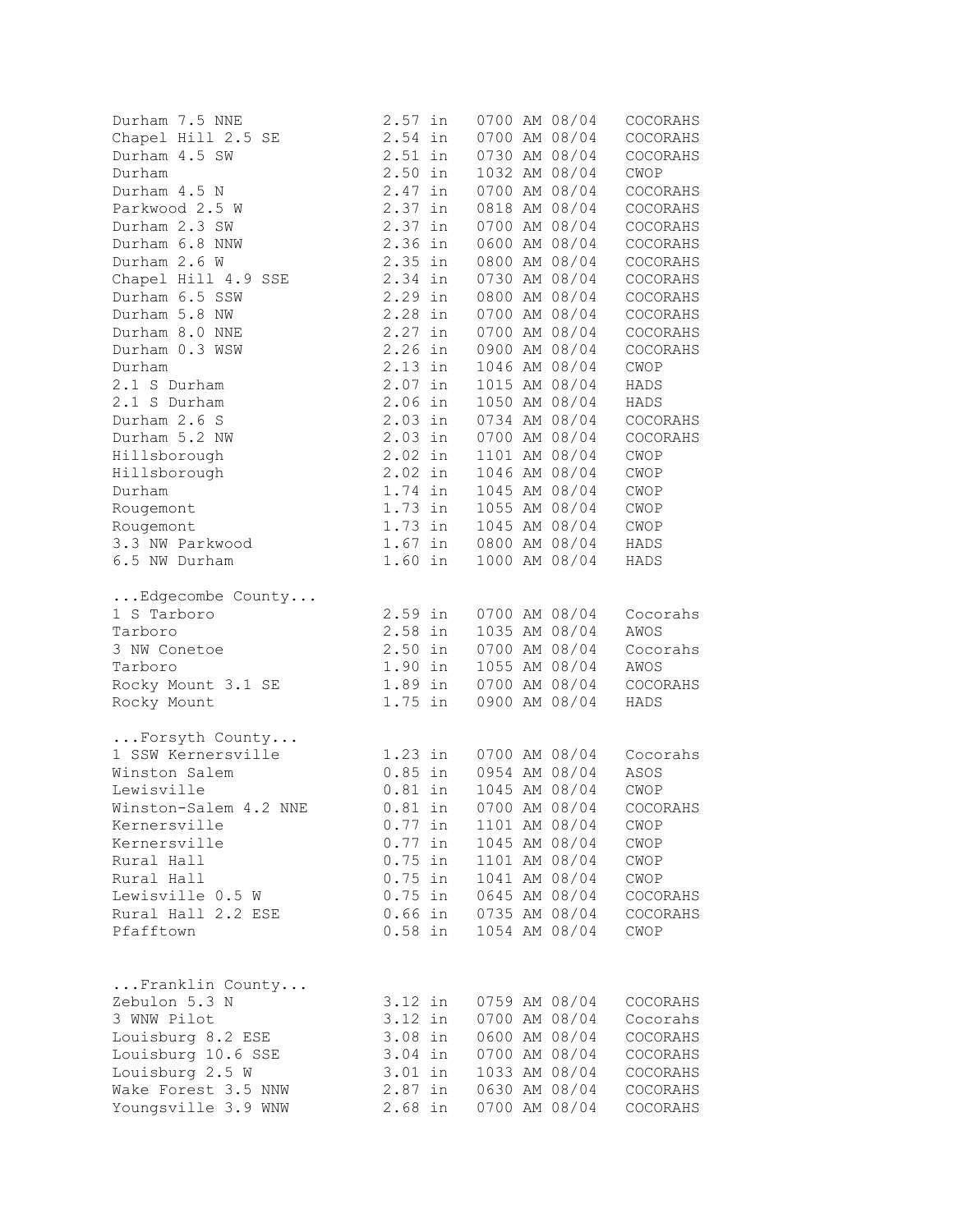```
Durham 7.5 NNE              2.57 in   0700 AM 08/04   COCORAHS
Chapel Hill 2.5 SE          2.54 in   0700 AM 08/04   COCORAHS
Durham 4.5 SW               2.51 in   0730 AM 08/04   COCORAHS
Durham                      2.50 in   1032 AM 08/04   CWOP
Durham 4.5 N                2.47 in   0700 AM 08/04   COCORAHS
Parkwood 2.5 W              2.37 in   0818 AM 08/04   COCORAHS
Durham 2.3 SW               2.37 in   0700 AM 08/04   COCORAHS
Durham 6.8 NNW              2.36 in   0600 AM 08/04   COCORAHS
Durham 2.6 W                2.35 in   0800 AM 08/04   COCORAHS
Chapel Hill 4.9 SSE         2.34 in   0730 AM 08/04   COCORAHS
Durham 6.5 SSW              2.29 in   0800 AM 08/04   COCORAHS
Durham 5.8 NW               2.28 in   0700 AM 08/04   COCORAHS
Durham 8.0 NNE              2.27 in   0700 AM 08/04   COCORAHS
Durham 0.3 WSW              2.26 in   0900 AM 08/04   COCORAHS
Durham                      2.13 in   1046 AM 08/04   CWOP
2.1 S Durham                2.07 in   1015 AM 08/04   HADS
2.1 S Durham                2.06 in   1050 AM 08/04   HADS
Durham 2.6 S                2.03 in   0734 AM 08/04   COCORAHS
Durham 5.2 NW               2.03 in   0700 AM 08/04   COCORAHS
Hillsborough                2.02 in   1101 AM 08/04   CWOP
Hillsborough                2.02 in   1046 AM 08/04   CWOP
Durham                      1.74 in   1045 AM 08/04   CWOP
Rougemont                   1.73 in   1055 AM 08/04   CWOP
Rougemont                   1.73 in   1045 AM 08/04   CWOP
3.3 NW Parkwood             1.67 in   0800 AM 08/04   HADS
6.5 NW Durham               1.60 in   1000 AM 08/04   HADS

...Edgecombe County...
1 S Tarboro                 2.59 in   0700 AM 08/04   Cocorahs
Tarboro                     2.58 in   1035 AM 08/04   AWOS
3 NW Conetoe                2.50 in   0700 AM 08/04   Cocorahs
Tarboro                     1.90 in   1055 AM 08/04   AWOS
Rocky Mount 3.1 SE          1.89 in   0700 AM 08/04   COCORAHS
Rocky Mount                 1.75 in   0900 AM 08/04   HADS

...Forsyth County...
1 SSW Kernersville          1.23 in   0700 AM 08/04   Cocorahs
Winston Salem               0.85 in   0954 AM 08/04   ASOS
Lewisville                  0.81 in   1045 AM 08/04   CWOP
Winston-Salem 4.2 NNE       0.81 in   0700 AM 08/04   COCORAHS
Kernersville                0.77 in   1101 AM 08/04   CWOP
Kernersville                0.77 in   1045 AM 08/04   CWOP
Rural Hall                  0.75 in   1101 AM 08/04   CWOP
Rural Hall                  0.75 in   1041 AM 08/04   CWOP
Lewisville 0.5 W            0.75 in   0645 AM 08/04   COCORAHS
Rural Hall 2.2 ESE          0.66 in   0735 AM 08/04   COCORAHS
Pfafftown                   0.58 in   1054 AM 08/04   CWOP


...Franklin County...
Zebulon 5.3 N               3.12 in   0759 AM 08/04   COCORAHS
3 WNW Pilot                 3.12 in   0700 AM 08/04   Cocorahs
Louisburg 8.2 ESE           3.08 in   0600 AM 08/04   COCORAHS
Louisburg 10.6 SSE          3.04 in   0700 AM 08/04   COCORAHS
Louisburg 2.5 W             3.01 in   1033 AM 08/04   COCORAHS
Wake Forest 3.5 NNW         2.87 in   0630 AM 08/04   COCORAHS
Youngsville 3.9 WNW         2.68 in   0700 AM 08/04   COCORAHS
```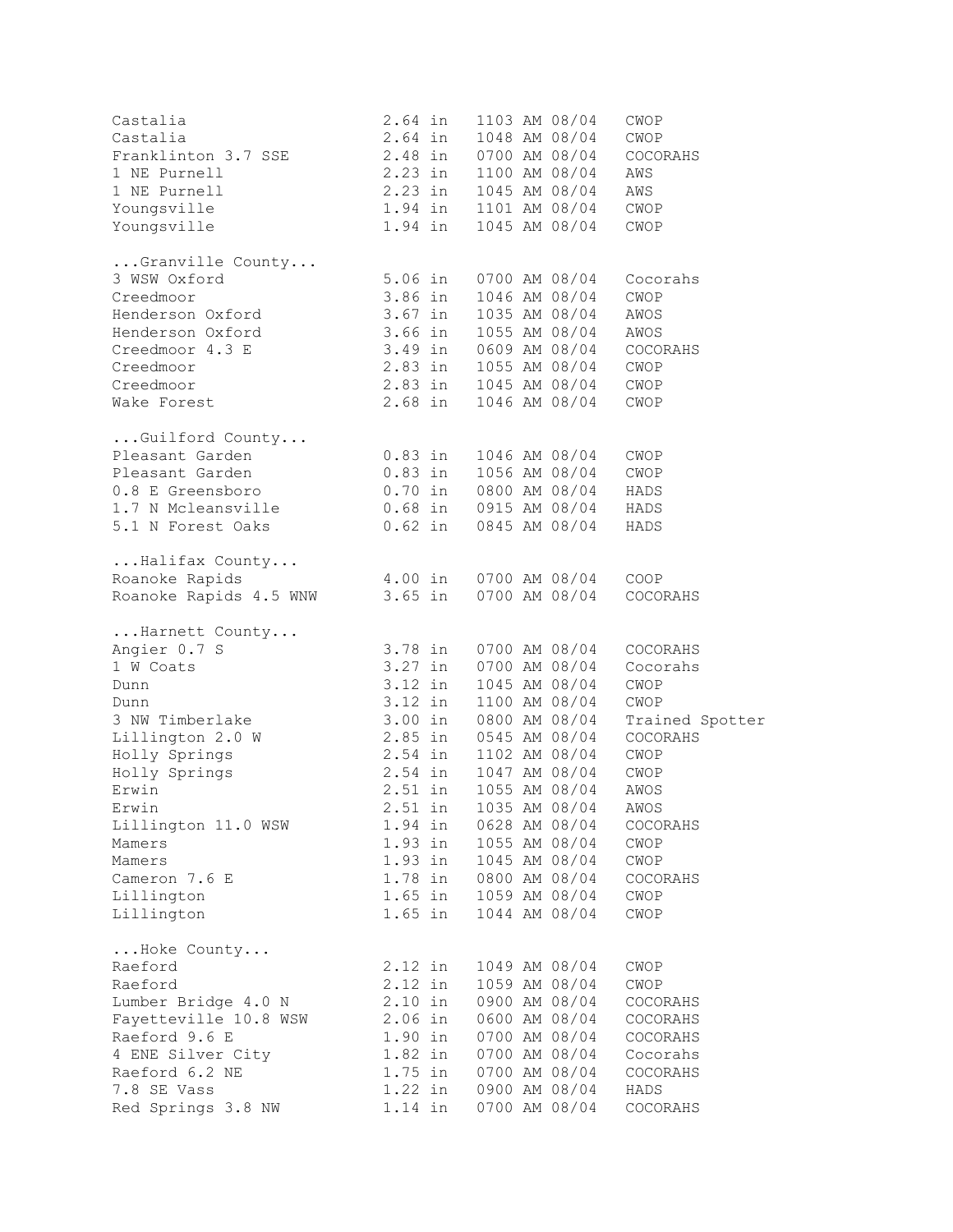```
Castalia                   2.64 in   1103 AM 08/04   CWOP
Castalia                   2.64 in   1048 AM 08/04   CWOP
Franklinton 3.7 SSE        2.48 in   0700 AM 08/04   COCORAHS
1 NE Purnell               2.23 in   1100 AM 08/04   AWS
1 NE Purnell               2.23 in   1045 AM 08/04   AWS
Youngsville                1.94 in   1101 AM 08/04   CWOP
Youngsville                1.94 in   1045 AM 08/04   CWOP

...Granville County...
3 WSW Oxford               5.06 in   0700 AM 08/04   Cocorahs
Creedmoor                  3.86 in   1046 AM 08/04   CWOP
Henderson Oxford           3.67 in   1035 AM 08/04   AWOS
Henderson Oxford           3.66 in   1055 AM 08/04   AWOS
Creedmoor 4.3 E            3.49 in   0609 AM 08/04   COCORAHS
Creedmoor                  2.83 in   1055 AM 08/04   CWOP
Creedmoor                  2.83 in   1045 AM 08/04   CWOP
Wake Forest                2.68 in   1046 AM 08/04   CWOP

...Guilford County...
Pleasant Garden            0.83 in   1046 AM 08/04   CWOP
Pleasant Garden            0.83 in   1056 AM 08/04   CWOP
0.8 E Greensboro           0.70 in   0800 AM 08/04   HADS
1.7 N Mcleansville         0.68 in   0915 AM 08/04   HADS
5.1 N Forest Oaks          0.62 in   0845 AM 08/04   HADS

...Halifax County...
Roanoke Rapids             4.00 in   0700 AM 08/04   COOP
Roanoke Rapids 4.5 WNW     3.65 in   0700 AM 08/04   COCORAHS

...Harnett County...
Angier 0.7 S               3.78 in   0700 AM 08/04   COCORAHS
1 W Coats                  3.27 in   0700 AM 08/04   Cocorahs
Dunn                       3.12 in   1045 AM 08/04   CWOP
Dunn                       3.12 in   1100 AM 08/04   CWOP
3 NW Timberlake            3.00 in   0800 AM 08/04   Trained Spotter
Lillington 2.0 W           2.85 in   0545 AM 08/04   COCORAHS
Holly Springs              2.54 in   1102 AM 08/04   CWOP
Holly Springs              2.54 in   1047 AM 08/04   CWOP
Erwin                      2.51 in   1055 AM 08/04   AWOS
Erwin                      2.51 in   1035 AM 08/04   AWOS
Lillington 11.0 WSW        1.94 in   0628 AM 08/04   COCORAHS
Mamers                     1.93 in   1055 AM 08/04   CWOP
Mamers                     1.93 in   1045 AM 08/04   CWOP
Cameron 7.6 E              1.78 in   0800 AM 08/04   COCORAHS
Lillington                 1.65 in   1059 AM 08/04   CWOP
Lillington                 1.65 in   1044 AM 08/04   CWOP

...Hoke County...
Raeford                    2.12 in   1049 AM 08/04   CWOP
Raeford                    2.12 in   1059 AM 08/04   CWOP
Lumber Bridge 4.0 N        2.10 in   0900 AM 08/04   COCORAHS
Fayetteville 10.8 WSW      2.06 in   0600 AM 08/04   COCORAHS
Raeford 9.6 E              1.90 in   0700 AM 08/04   COCORAHS
4 ENE Silver City          1.82 in   0700 AM 08/04   Cocorahs
Raeford 6.2 NE             1.75 in   0700 AM 08/04   COCORAHS
7.8 SE Vass                1.22 in   0900 AM 08/04   HADS
Red Springs 3.8 NW         1.14 in   0700 AM 08/04   COCORAHS
```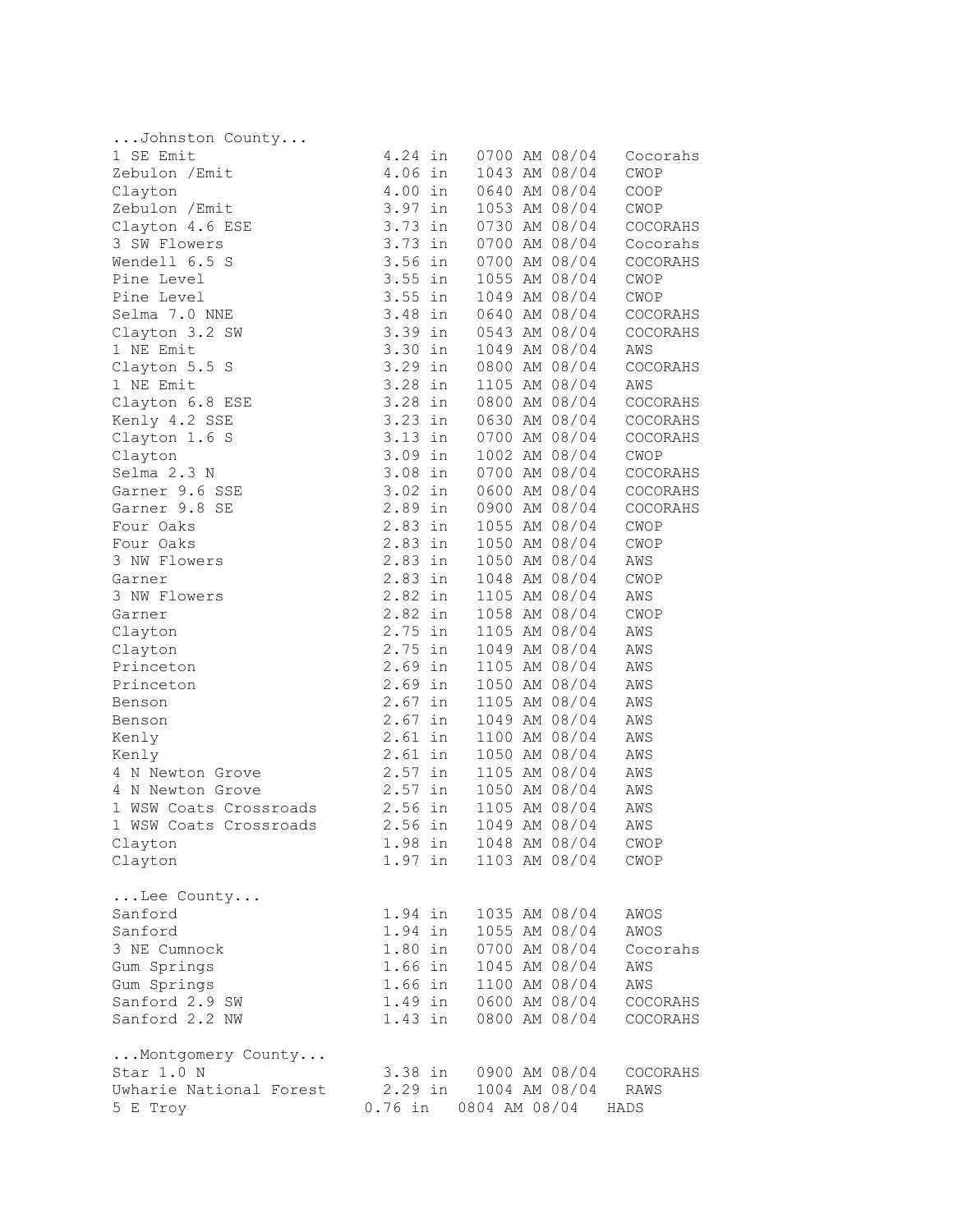```
...Johnston County...
1 SE Emit                 4.24 in   0700 AM 08/04   Cocorahs
Zebulon /Emit             4.06 in   1043 AM 08/04   CWOP
Clayton                   4.00 in   0640 AM 08/04   COOP
Zebulon /Emit             3.97 in   1053 AM 08/04   CWOP
Clayton 4.6 ESE           3.73 in   0730 AM 08/04   COCORAHS
3 SW Flowers              3.73 in   0700 AM 08/04   Cocorahs
Wendell 6.5 S             3.56 in   0700 AM 08/04   COCORAHS
Pine Level                3.55 in   1055 AM 08/04   CWOP
Pine Level                3.55 in   1049 AM 08/04   CWOP
Selma 7.0 NNE             3.48 in   0640 AM 08/04   COCORAHS
Clayton 3.2 SW            3.39 in   0543 AM 08/04   COCORAHS
1 NE Emit                 3.30 in   1049 AM 08/04   AWS
Clayton 5.5 S             3.29 in   0800 AM 08/04   COCORAHS
1 NE Emit                 3.28 in   1105 AM 08/04   AWS
Clayton 6.8 ESE           3.28 in   0800 AM 08/04   COCORAHS
Kenly 4.2 SSE             3.23 in   0630 AM 08/04   COCORAHS
Clayton 1.6 S             3.13 in   0700 AM 08/04   COCORAHS
Clayton                   3.09 in   1002 AM 08/04   CWOP
Selma 2.3 N               3.08 in   0700 AM 08/04   COCORAHS
Garner 9.6 SSE            3.02 in   0600 AM 08/04   COCORAHS
Garner 9.8 SE             2.89 in   0900 AM 08/04   COCORAHS
Four Oaks                 2.83 in   1055 AM 08/04   CWOP
Four Oaks                 2.83 in   1050 AM 08/04   CWOP
3 NW Flowers              2.83 in   1050 AM 08/04   AWS
Garner                    2.83 in   1048 AM 08/04   CWOP
3 NW Flowers              2.82 in   1105 AM 08/04   AWS
Garner                    2.82 in   1058 AM 08/04   CWOP
Clayton                   2.75 in   1105 AM 08/04   AWS
Clayton                   2.75 in   1049 AM 08/04   AWS
Princeton                 2.69 in   1105 AM 08/04   AWS
Princeton                 2.69 in   1050 AM 08/04   AWS
Benson                    2.67 in   1105 AM 08/04   AWS
Benson                    2.67 in   1049 AM 08/04   AWS
Kenly                     2.61 in   1100 AM 08/04   AWS
Kenly                     2.61 in   1050 AM 08/04   AWS
4 N Newton Grove          2.57 in   1105 AM 08/04   AWS
4 N Newton Grove          2.57 in   1050 AM 08/04   AWS
1 WSW Coats Crossroads    2.56 in   1105 AM 08/04   AWS
1 WSW Coats Crossroads    2.56 in   1049 AM 08/04   AWS
Clayton                   1.98 in   1048 AM 08/04   CWOP
Clayton                   1.97 in   1103 AM 08/04   CWOP

...Lee County...
Sanford                   1.94 in   1035 AM 08/04   AWOS
Sanford                   1.94 in   1055 AM 08/04   AWOS
3 NE Cumnock              1.80 in   0700 AM 08/04   Cocorahs
Gum Springs               1.66 in   1045 AM 08/04   AWS
Gum Springs               1.66 in   1100 AM 08/04   AWS
Sanford 2.9 SW            1.49 in   0600 AM 08/04   COCORAHS
Sanford 2.2 NW            1.43 in   0800 AM 08/04   COCORAHS

...Montgomery County...
Star 1.0 N                3.38 in   0900 AM 08/04   COCORAHS
Uwharie National Forest   2.29 in   1004 AM 08/04   RAWS
5 E Troy                0.76 in   0804 AM 08/04   HADS
```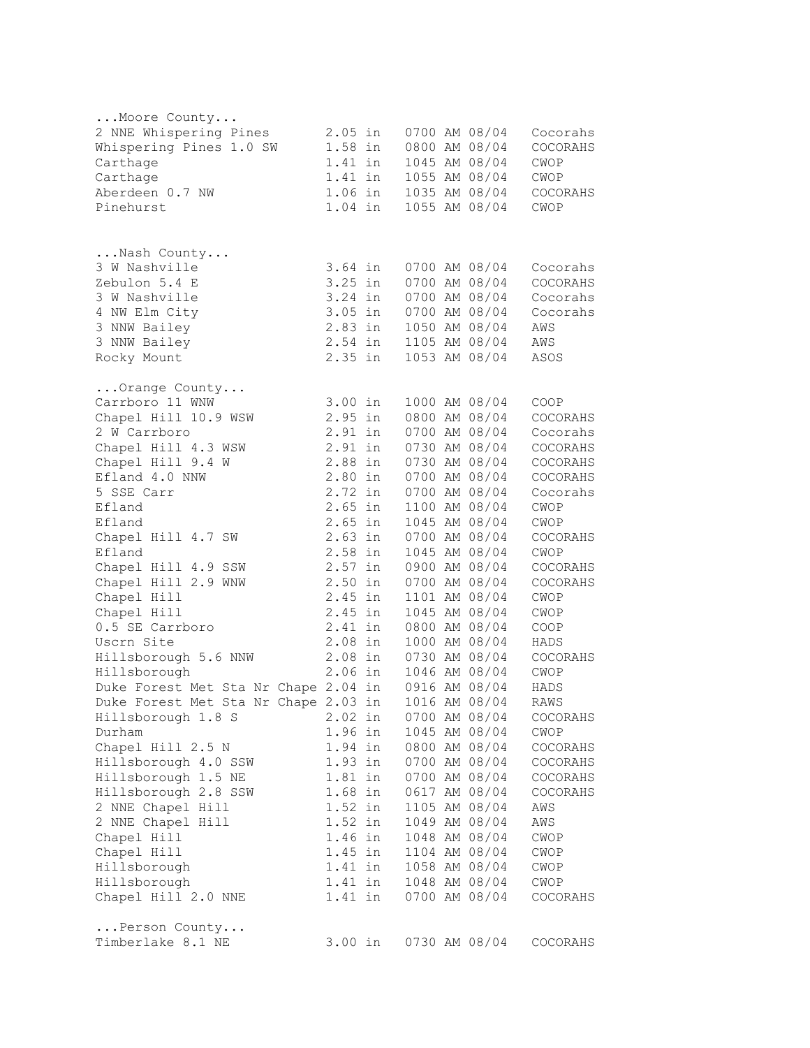```
...Moore County...
2 NNE Whispering Pines       2.05 in   0700 AM 08/04   Cocorahs
Whispering Pines 1.0 SW      1.58 in   0800 AM 08/04   COCORAHS
Carthage                     1.41 in   1045 AM 08/04   CWOP
Carthage                     1.41 in   1055 AM 08/04   CWOP
Aberdeen 0.7 NW              1.06 in   1035 AM 08/04   COCORAHS
Pinehurst                    1.04 in   1055 AM 08/04   CWOP


...Nash County...
3 W Nashville                3.64 in   0700 AM 08/04   Cocorahs
Zebulon 5.4 E                3.25 in   0700 AM 08/04   COCORAHS
3 W Nashville                3.24 in   0700 AM 08/04   Cocorahs
4 NW Elm City                3.05 in   0700 AM 08/04   Cocorahs
3 NNW Bailey                 2.83 in   1050 AM 08/04   AWS
3 NNW Bailey                 2.54 in   1105 AM 08/04   AWS
Rocky Mount                  2.35 in   1053 AM 08/04   ASOS

...Orange County...
Carrboro 11 WNW              3.00 in   1000 AM 08/04   COOP
Chapel Hill 10.9 WSW         2.95 in   0800 AM 08/04   COCORAHS
2 W Carrboro                 2.91 in   0700 AM 08/04   Cocorahs
Chapel Hill 4.3 WSW          2.91 in   0730 AM 08/04   COCORAHS
Chapel Hill 9.4 W            2.88 in   0730 AM 08/04   COCORAHS
Efland 4.0 NNW               2.80 in   0700 AM 08/04   COCORAHS
5 SSE Carr                   2.72 in   0700 AM 08/04   Cocorahs
Efland                       2.65 in   1100 AM 08/04   CWOP
Efland                       2.65 in   1045 AM 08/04   CWOP
Chapel Hill 4.7 SW           2.63 in   0700 AM 08/04   COCORAHS
Efland                       2.58 in   1045 AM 08/04   CWOP
Chapel Hill 4.9 SSW          2.57 in   0900 AM 08/04   COCORAHS
Chapel Hill 2.9 WNW          2.50 in   0700 AM 08/04   COCORAHS
Chapel Hill                  2.45 in   1101 AM 08/04   CWOP
Chapel Hill                  2.45 in   1045 AM 08/04   CWOP
0.5 SE Carrboro              2.41 in   0800 AM 08/04   COOP
Uscrn Site                   2.08 in   1000 AM 08/04   HADS
Hillsborough 5.6 NNW         2.08 in   0730 AM 08/04   COCORAHS
Hillsborough                 2.06 in   1046 AM 08/04   CWOP
Duke Forest Met Sta Nr Chape 2.04 in   0916 AM 08/04   HADS
Duke Forest Met Sta Nr Chape 2.03 in   1016 AM 08/04   RAWS
Hillsborough 1.8 S           2.02 in   0700 AM 08/04   COCORAHS
Durham                       1.96 in   1045 AM 08/04   CWOP
Chapel Hill 2.5 N            1.94 in   0800 AM 08/04   COCORAHS
Hillsborough 4.0 SSW         1.93 in   0700 AM 08/04   COCORAHS
Hillsborough 1.5 NE          1.81 in   0700 AM 08/04   COCORAHS
Hillsborough 2.8 SSW         1.68 in   0617 AM 08/04   COCORAHS
2 NNE Chapel Hill            1.52 in   1105 AM 08/04   AWS
2 NNE Chapel Hill            1.52 in   1049 AM 08/04   AWS
Chapel Hill                  1.46 in   1048 AM 08/04   CWOP
Chapel Hill                  1.45 in   1104 AM 08/04   CWOP
Hillsborough                 1.41 in   1058 AM 08/04   CWOP
Hillsborough                 1.41 in   1048 AM 08/04   CWOP
Chapel Hill 2.0 NNE          1.41 in   0700 AM 08/04   COCORAHS

...Person County...
Timberlake 8.1 NE            3.00 in   0730 AM 08/04   COCORAHS
```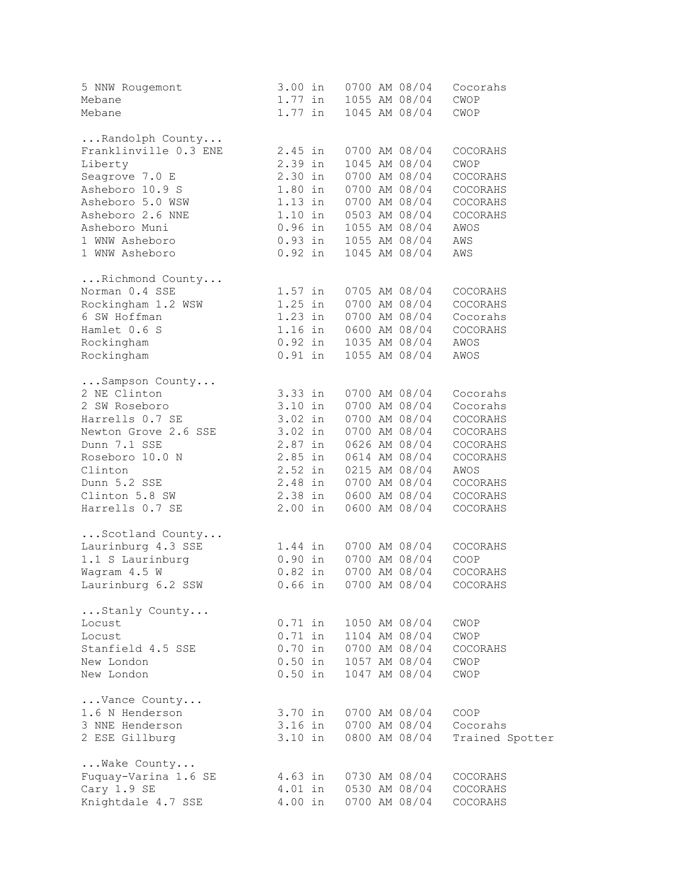```
5 NNW Rougemont          3.00 in   0700 AM 08/04   Cocorahs
Mebane                   1.77 in   1055 AM 08/04   CWOP
Mebane                   1.77 in   1045 AM 08/04   CWOP

...Randolph County...
Franklinville 0.3 ENE    2.45 in   0700 AM 08/04   COCORAHS
Liberty                  2.39 in   1045 AM 08/04   CWOP
Seagrove 7.0 E           2.30 in   0700 AM 08/04   COCORAHS
Asheboro 10.9 S          1.80 in   0700 AM 08/04   COCORAHS
Asheboro 5.0 WSW         1.13 in   0700 AM 08/04   COCORAHS
Asheboro 2.6 NNE         1.10 in   0503 AM 08/04   COCORAHS
Asheboro Muni            0.96 in   1055 AM 08/04   AWOS
1 WNW Asheboro           0.93 in   1055 AM 08/04   AWS
1 WNW Asheboro           0.92 in   1045 AM 08/04   AWS

...Richmond County...
Norman 0.4 SSE           1.57 in   0705 AM 08/04   COCORAHS
Rockingham 1.2 WSW       1.25 in   0700 AM 08/04   COCORAHS
6 SW Hoffman             1.23 in   0700 AM 08/04   Cocorahs
Hamlet 0.6 S             1.16 in   0600 AM 08/04   COCORAHS
Rockingham               0.92 in   1035 AM 08/04   AWOS
Rockingham               0.91 in   1055 AM 08/04   AWOS

...Sampson County...
2 NE Clinton             3.33 in   0700 AM 08/04   Cocorahs
2 SW Roseboro            3.10 in   0700 AM 08/04   Cocorahs
Harrells 0.7 SE          3.02 in   0700 AM 08/04   COCORAHS
Newton Grove 2.6 SSE     3.02 in   0700 AM 08/04   COCORAHS
Dunn 7.1 SSE             2.87 in   0626 AM 08/04   COCORAHS
Roseboro 10.0 N          2.85 in   0614 AM 08/04   COCORAHS
Clinton                  2.52 in   0215 AM 08/04   AWOS
Dunn 5.2 SSE             2.48 in   0700 AM 08/04   COCORAHS
Clinton 5.8 SW           2.38 in   0600 AM 08/04   COCORAHS
Harrells 0.7 SE          2.00 in   0600 AM 08/04   COCORAHS

...Scotland County...
Laurinburg 4.3 SSE       1.44 in   0700 AM 08/04   COCORAHS
1.1 S Laurinburg         0.90 in   0700 AM 08/04   COOP
Wagram 4.5 W             0.82 in   0700 AM 08/04   COCORAHS
Laurinburg 6.2 SSW       0.66 in   0700 AM 08/04   COCORAHS

...Stanly County...
Locust                   0.71 in   1050 AM 08/04   CWOP
Locust                   0.71 in   1104 AM 08/04   CWOP
Stanfield 4.5 SSE        0.70 in   0700 AM 08/04   COCORAHS
New London               0.50 in   1057 AM 08/04   CWOP
New London               0.50 in   1047 AM 08/04   CWOP

...Vance County...
1.6 N Henderson          3.70 in   0700 AM 08/04   COOP
3 NNE Henderson          3.16 in   0700 AM 08/04   Cocorahs
2 ESE Gillburg           3.10 in   0800 AM 08/04   Trained Spotter

...Wake County...
Fuquay-Varina 1.6 SE     4.63 in   0730 AM 08/04   COCORAHS
Cary 1.9 SE              4.01 in   0530 AM 08/04   COCORAHS
Knightdale 4.7 SSE       4.00 in   0700 AM 08/04   COCORAHS
```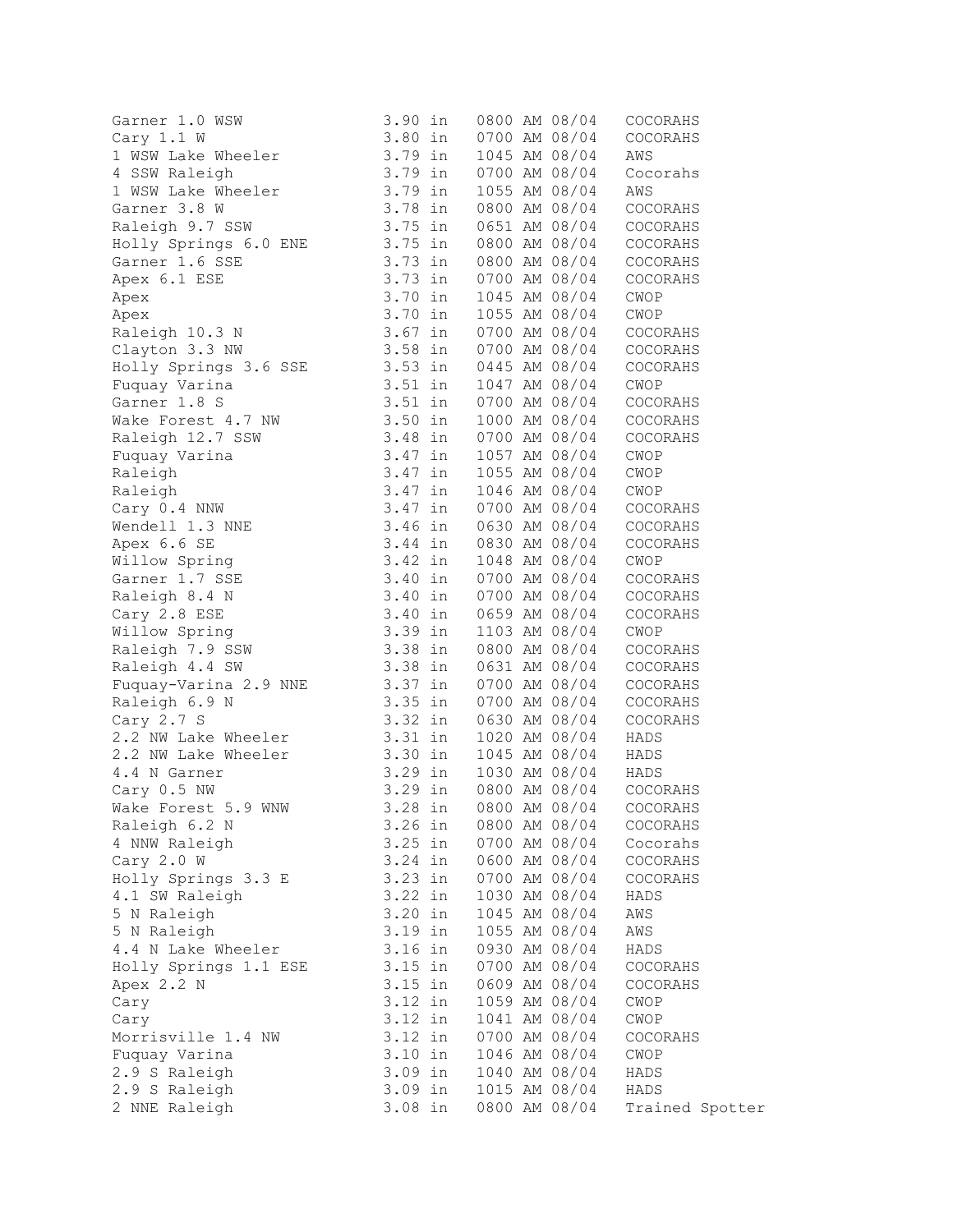```
Garner 1.0 WSW             3.90 in   0800 AM 08/04   COCORAHS
Cary 1.1 W                 3.80 in   0700 AM 08/04   COCORAHS
1 WSW Lake Wheeler         3.79 in   1045 AM 08/04   AWS
4 SSW Raleigh              3.79 in   0700 AM 08/04   Cocorahs
1 WSW Lake Wheeler         3.79 in   1055 AM 08/04   AWS
Garner 3.8 W               3.78 in   0800 AM 08/04   COCORAHS
Raleigh 9.7 SSW            3.75 in   0651 AM 08/04   COCORAHS
Holly Springs 6.0 ENE      3.75 in   0800 AM 08/04   COCORAHS
Garner 1.6 SSE             3.73 in   0800 AM 08/04   COCORAHS
Apex 6.1 ESE               3.73 in   0700 AM 08/04   COCORAHS
Apex                       3.70 in   1045 AM 08/04   CWOP
Apex                       3.70 in   1055 AM 08/04   CWOP
Raleigh 10.3 N             3.67 in   0700 AM 08/04   COCORAHS
Clayton 3.3 NW             3.58 in   0700 AM 08/04   COCORAHS
Holly Springs 3.6 SSE      3.53 in   0445 AM 08/04   COCORAHS
Fuquay Varina              3.51 in   1047 AM 08/04   CWOP
Garner 1.8 S               3.51 in   0700 AM 08/04   COCORAHS
Wake Forest 4.7 NW         3.50 in   1000 AM 08/04   COCORAHS
Raleigh 12.7 SSW           3.48 in   0700 AM 08/04   COCORAHS
Fuquay Varina              3.47 in   1057 AM 08/04   CWOP
Raleigh                    3.47 in   1055 AM 08/04   CWOP
Raleigh                    3.47 in   1046 AM 08/04   CWOP
Cary 0.4 NNW               3.47 in   0700 AM 08/04   COCORAHS
Wendell 1.3 NNE            3.46 in   0630 AM 08/04   COCORAHS
Apex 6.6 SE                3.44 in   0830 AM 08/04   COCORAHS
Willow Spring              3.42 in   1048 AM 08/04   CWOP
Garner 1.7 SSE             3.40 in   0700 AM 08/04   COCORAHS
Raleigh 8.4 N              3.40 in   0700 AM 08/04   COCORAHS
Cary 2.8 ESE               3.40 in   0659 AM 08/04   COCORAHS
Willow Spring              3.39 in   1103 AM 08/04   CWOP
Raleigh 7.9 SSW            3.38 in   0800 AM 08/04   COCORAHS
Raleigh 4.4 SW             3.38 in   0631 AM 08/04   COCORAHS
Fuquay-Varina 2.9 NNE      3.37 in   0700 AM 08/04   COCORAHS
Raleigh 6.9 N              3.35 in   0700 AM 08/04   COCORAHS
Cary 2.7 S                 3.32 in   0630 AM 08/04   COCORAHS
2.2 NW Lake Wheeler        3.31 in   1020 AM 08/04   HADS
2.2 NW Lake Wheeler        3.30 in   1045 AM 08/04   HADS
4.4 N Garner               3.29 in   1030 AM 08/04   HADS
Cary 0.5 NW                3.29 in   0800 AM 08/04   COCORAHS
Wake Forest 5.9 WNW        3.28 in   0800 AM 08/04   COCORAHS
Raleigh 6.2 N              3.26 in   0800 AM 08/04   COCORAHS
4 NNW Raleigh              3.25 in   0700 AM 08/04   Cocorahs
Cary 2.0 W                 3.24 in   0600 AM 08/04   COCORAHS
Holly Springs 3.3 E        3.23 in   0700 AM 08/04   COCORAHS
4.1 SW Raleigh             3.22 in   1030 AM 08/04   HADS
5 N Raleigh                3.20 in   1045 AM 08/04   AWS
5 N Raleigh                3.19 in   1055 AM 08/04   AWS
4.4 N Lake Wheeler         3.16 in   0930 AM 08/04   HADS
Holly Springs 1.1 ESE      3.15 in   0700 AM 08/04   COCORAHS
Apex 2.2 N                 3.15 in   0609 AM 08/04   COCORAHS
Cary                       3.12 in   1059 AM 08/04   CWOP
Cary                       3.12 in   1041 AM 08/04   CWOP
Morrisville 1.4 NW         3.12 in   0700 AM 08/04   COCORAHS
Fuquay Varina              3.10 in   1046 AM 08/04   CWOP
2.9 S Raleigh              3.09 in   1040 AM 08/04   HADS
2.9 S Raleigh              3.09 in   1015 AM 08/04   HADS
2 NNE Raleigh              3.08 in   0800 AM 08/04   Trained Spotter
```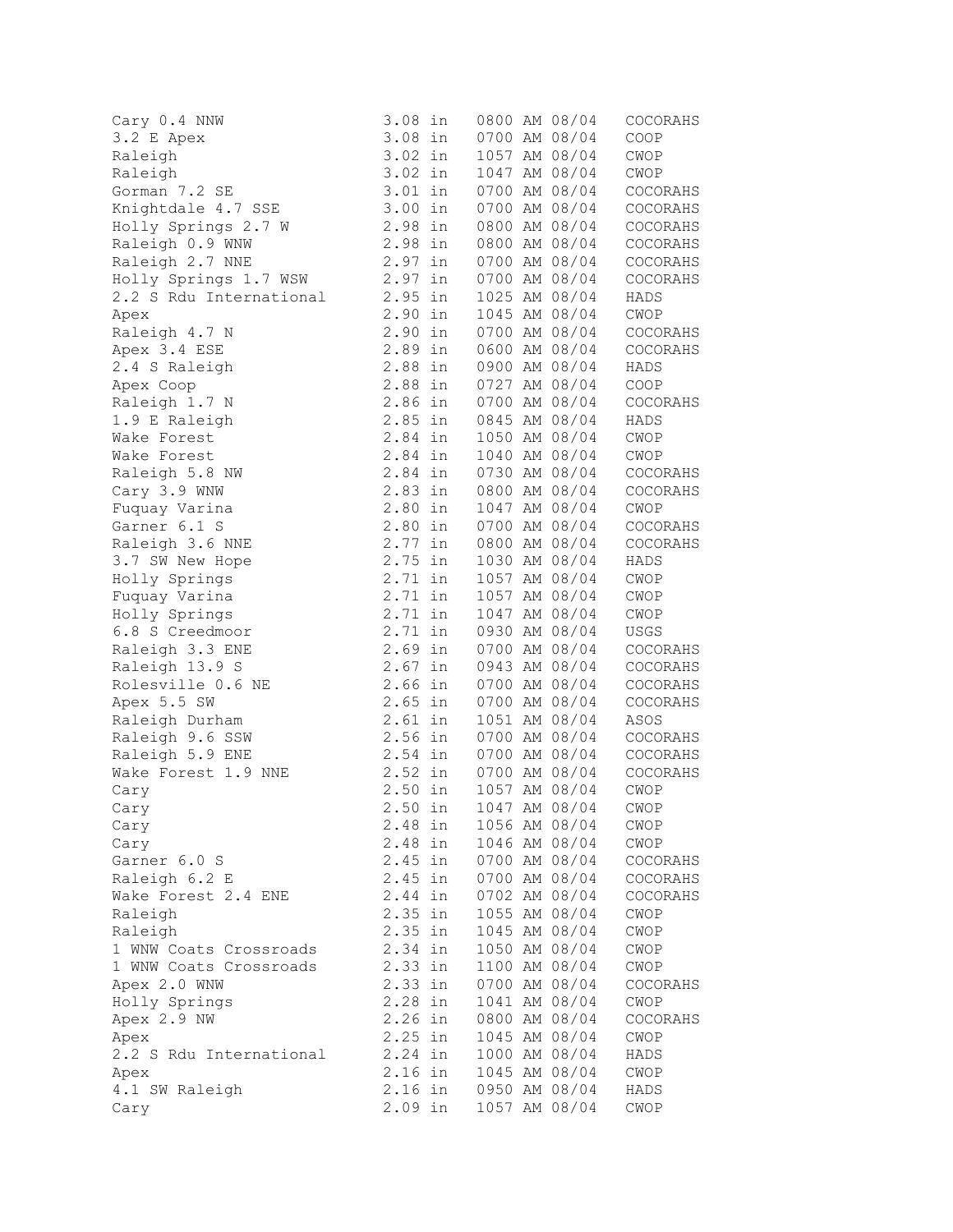```
Cary 0.4 NNW              3.08 in   0800 AM 08/04   COCORAHS
3.2 E Apex                3.08 in   0700 AM 08/04   COOP
Raleigh                   3.02 in   1057 AM 08/04   CWOP
Raleigh                   3.02 in   1047 AM 08/04   CWOP
Gorman 7.2 SE             3.01 in   0700 AM 08/04   COCORAHS
Knightdale 4.7 SSE        3.00 in   0700 AM 08/04   COCORAHS
Holly Springs 2.7 W       2.98 in   0800 AM 08/04   COCORAHS
Raleigh 0.9 WNW           2.98 in   0800 AM 08/04   COCORAHS
Raleigh 2.7 NNE           2.97 in   0700 AM 08/04   COCORAHS
Holly Springs 1.7 WSW     2.97 in   0700 AM 08/04   COCORAHS
2.2 S Rdu International   2.95 in   1025 AM 08/04   HADS
Apex                      2.90 in   1045 AM 08/04   CWOP
Raleigh 4.7 N             2.90 in   0700 AM 08/04   COCORAHS
Apex 3.4 ESE              2.89 in   0600 AM 08/04   COCORAHS
2.4 S Raleigh             2.88 in   0900 AM 08/04   HADS
Apex Coop                 2.88 in   0727 AM 08/04   COOP
Raleigh 1.7 N             2.86 in   0700 AM 08/04   COCORAHS
1.9 E Raleigh             2.85 in   0845 AM 08/04   HADS
Wake Forest               2.84 in   1050 AM 08/04   CWOP
Wake Forest               2.84 in   1040 AM 08/04   CWOP
Raleigh 5.8 NW            2.84 in   0730 AM 08/04   COCORAHS
Cary 3.9 WNW              2.83 in   0800 AM 08/04   COCORAHS
Fuquay Varina             2.80 in   1047 AM 08/04   CWOP
Garner 6.1 S              2.80 in   0700 AM 08/04   COCORAHS
Raleigh 3.6 NNE           2.77 in   0800 AM 08/04   COCORAHS
3.7 SW New Hope           2.75 in   1030 AM 08/04   HADS
Holly Springs             2.71 in   1057 AM 08/04   CWOP
Fuquay Varina             2.71 in   1057 AM 08/04   CWOP
Holly Springs             2.71 in   1047 AM 08/04   CWOP
6.8 S Creedmoor           2.71 in   0930 AM 08/04   USGS
Raleigh 3.3 ENE           2.69 in   0700 AM 08/04   COCORAHS
Raleigh 13.9 S            2.67 in   0943 AM 08/04   COCORAHS
Rolesville 0.6 NE         2.66 in   0700 AM 08/04   COCORAHS
Apex 5.5 SW               2.65 in   0700 AM 08/04   COCORAHS
Raleigh Durham            2.61 in   1051 AM 08/04   ASOS
Raleigh 9.6 SSW           2.56 in   0700 AM 08/04   COCORAHS
Raleigh 5.9 ENE           2.54 in   0700 AM 08/04   COCORAHS
Wake Forest 1.9 NNE       2.52 in   0700 AM 08/04   COCORAHS
Cary                      2.50 in   1057 AM 08/04   CWOP
Cary                      2.50 in   1047 AM 08/04   CWOP
Cary                      2.48 in   1056 AM 08/04   CWOP
Cary                      2.48 in   1046 AM 08/04   CWOP
Garner 6.0 S              2.45 in   0700 AM 08/04   COCORAHS
Raleigh 6.2 E             2.45 in   0700 AM 08/04   COCORAHS
Wake Forest 2.4 ENE       2.44 in   0702 AM 08/04   COCORAHS
Raleigh                   2.35 in   1055 AM 08/04   CWOP
Raleigh                   2.35 in   1045 AM 08/04   CWOP
1 WNW Coats Crossroads    2.34 in   1050 AM 08/04   CWOP
1 WNW Coats Crossroads    2.33 in   1100 AM 08/04   CWOP
Apex 2.0 WNW              2.33 in   0700 AM 08/04   COCORAHS
Holly Springs             2.28 in   1041 AM 08/04   CWOP
Apex 2.9 NW               2.26 in   0800 AM 08/04   COCORAHS
Apex                      2.25 in   1045 AM 08/04   CWOP
2.2 S Rdu International   2.24 in   1000 AM 08/04   HADS
Apex                      2.16 in   1045 AM 08/04   CWOP
4.1 SW Raleigh            2.16 in   0950 AM 08/04   HADS
Cary                      2.09 in   1057 AM 08/04   CWOP
```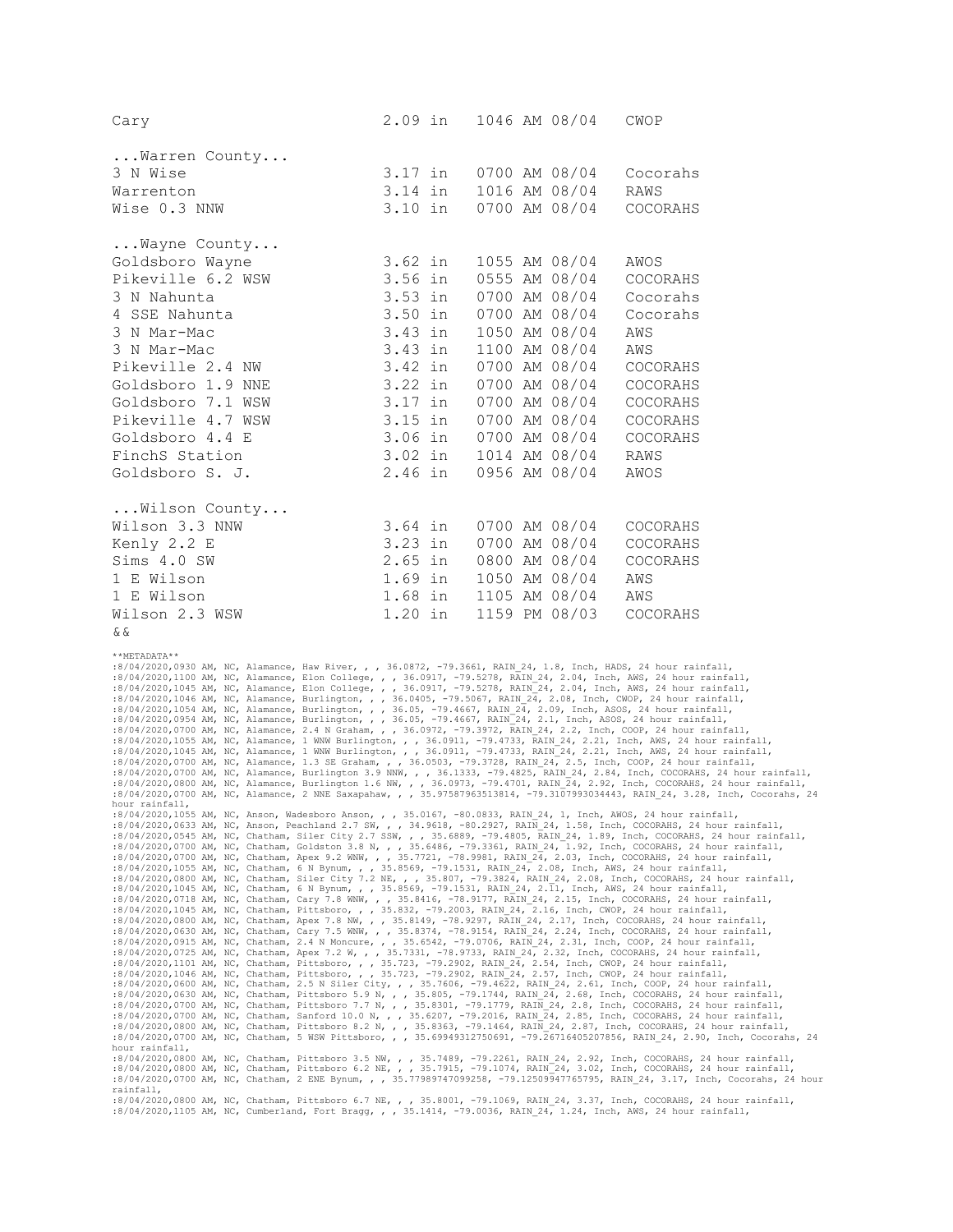```
Cary                           2.09 in   1046 AM 08/04   CWOP

...Warren County...
3 N Wise                       3.17 in   0700 AM 08/04   Cocorahs
Warrenton                      3.14 in   1016 AM 08/04   RAWS
Wise 0.3 NNW                   3.10 in   0700 AM 08/04   COCORAHS

...Wayne County...
Goldsboro Wayne                3.62 in   1055 AM 08/04   AWOS
Pikeville 6.2 WSW              3.56 in   0555 AM 08/04   COCORAHS
3 N Nahunta                    3.53 in   0700 AM 08/04   Cocorahs
4 SSE Nahunta                  3.50 in   0700 AM 08/04   Cocorahs
3 N Mar-Mac                    3.43 in   1050 AM 08/04   AWS
3 N Mar-Mac                    3.43 in   1100 AM 08/04   AWS
Pikeville 2.4 NW               3.42 in   0700 AM 08/04   COCORAHS
Goldsboro 1.9 NNE              3.22 in   0700 AM 08/04   COCORAHS
Goldsboro 7.1 WSW              3.17 in   0700 AM 08/04   COCORAHS
Pikeville 4.7 WSW              3.15 in   0700 AM 08/04   COCORAHS
Goldsboro 4.4 E                3.06 in   0700 AM 08/04   COCORAHS
FinchS Station                 3.02 in   1014 AM 08/04   RAWS
Goldsboro S. J.                2.46 in   0956 AM 08/04   AWOS

...Wilson County...
Wilson 3.3 NNW                 3.64 in   0700 AM 08/04   COCORAHS
Kenly 2.2 E                    3.23 in   0700 AM 08/04   COCORAHS
Sims 4.0 SW                    2.65 in   0800 AM 08/04   COCORAHS
1 E Wilson                     1.69 in   1050 AM 08/04   AWS
1 E Wilson                     1.68 in   1105 AM 08/04   AWS
Wilson 2.3 WSW                 1.20 in   1159 PM 08/03   COCORAHS
&&

**METADATA**
:8/04/2020,0930 AM, NC, Alamance, Haw River, , , 36.0872, -79.3661, RAIN_24, 1.8, Inch, HADS, 24 hour rainfall,
:8/04/2020,1100 AM, NC, Alamance, Elon College, , , 36.0917, -79.5278, RAIN_24, 2.04, Inch, AWS, 24 hour rainfall,
:8/04/2020,1045 AM, NC, Alamance, Elon College, , , 36.0917, -79.5278, RAIN_24, 2.04, Inch, AWS, 24 hour rainfall,
:8/04/2020,1046 AM, NC, Alamance, Burlington, , , 36.0405, -79.5067, RAIN_24, 2.08, Inch, CWOP, 24 hour rainfall,
:8/04/2020,1054 AM, NC, Alamance, Burlington, , , 36.05, -79.4667, RAIN_24, 2.09, Inch, ASOS, 24 hour rainfall,
:8/04/2020,0954 AM, NC, Alamance, Burlington, , , 36.05, -79.4667, RAIN_24, 2.1, Inch, ASOS, 24 hour rainfall,
:8/04/2020,0700 AM, NC, Alamance, 2.4 N Graham, , , 36.0972, -79.3972, RAIN_24, 2.2, Inch, COOP, 24 hour rainfall,
:8/04/2020,1055 AM, NC, Alamance, 1 WNW Burlington, , , 36.0911, -79.4733, RAIN_24, 2.21, Inch, AWS, 24 hour rainfall,
:8/04/2020,1045 AM, NC, Alamance, 1 WNW Burlington, , , 36.0911, -79.4733, RAIN_24, 2.21, Inch, AWS, 24 hour rainfall,
:8/04/2020,0700 AM, NC, Alamance, 1.3 SE Graham, , , 36.0503, -79.3728, RAIN_24, 2.5, Inch, COOP, 24 hour rainfall,
:8/04/2020,0700 AM, NC, Alamance, Burlington 3.9 NNW, , , 36.1333, -79.4825, RAIN_24, 2.84, Inch, COCORAHS, 24 hour rainfall,
:8/04/2020,0800 AM, NC, Alamance, Burlington 1.6 NW, , , 36.0973, -79.4701, RAIN_24, 2.92, Inch, COCORAHS, 24 hour rainfall,
:8/04/2020,0700 AM, NC, Alamance, 2 NNE Saxapahaw, , , 35.97587963513814, -79.3107993034443, RAIN_24, 3.28, Inch, Cocorahs, 24 hour rainfall,
:8/04/2020,1055 AM, NC, Anson, Wadesboro Anson, , , 35.0167, -80.0833, RAIN_24, 1, Inch, AWOS, 24 hour rainfall,
:8/04/2020,0633 AM, NC, Anson, Peachland 2.7 SW, , , 34.9618, -80.2927, RAIN_24, 1.58, Inch, COCORAHS, 24 hour rainfall,
:8/04/2020,0545 AM, NC, Chatham, Siler City 2.7 SSW, , , 35.6889, -79.4805, RAIN_24, 1.89, Inch, COCORAHS, 24 hour rainfall,
:8/04/2020,0700 AM, NC, Chatham, Goldston 3.8 N, , , 35.6486, -79.3361, RAIN_24, 1.92, Inch, COCORAHS, 24 hour rainfall,
:8/04/2020,0700 AM, NC, Chatham, Apex 9.2 WNW, , , 35.7721, -78.9981, RAIN_24, 2.03, Inch, COCORAHS, 24 hour rainfall,
:8/04/2020,1055 AM, NC, Chatham, 6 N Bynum, , , 35.8569, -79.1531, RAIN_24, 2.08, Inch, AWS, 24 hour rainfall,
:8/04/2020,0800 AM, NC, Chatham, Siler City 7.2 NE, , , 35.807, -79.3824, RAIN_24, 2.08, Inch, COCORAHS, 24 hour rainfall,
:8/04/2020,1045 AM, NC, Chatham, 6 N Bynum, , , 35.8569, -79.1531, RAIN_24, 2.11, Inch, AWS, 24 hour rainfall,
:8/04/2020,0718 AM, NC, Chatham, Cary 7.8 WNW, , , 35.8416, -78.9177, RAIN_24, 2.15, Inch, COCORAHS, 24 hour rainfall,
:8/04/2020,1045 AM, NC, Chatham, Pittsboro, , , 35.832, -79.2003, RAIN_24, 2.16, Inch, CWOP, 24 hour rainfall,
:8/04/2020,0800 AM, NC, Chatham, Apex 7.8 NW, , , 35.8149, -78.9297, RAIN_24, 2.17, Inch, COCORAHS, 24 hour rainfall,
:8/04/2020,0630 AM, NC, Chatham, Cary 7.5 WNW, , , 35.8374, -78.9154, RAIN_24, 2.24, Inch, COCORAHS, 24 hour rainfall,
:8/04/2020,0915 AM, NC, Chatham, 2.4 N Moncure, , , 35.6542, -79.0706, RAIN_24, 2.31, Inch, COOP, 24 hour rainfall,
:8/04/2020,0725 AM, NC, Chatham, Apex 7.2 W, , , 35.7331, -78.9733, RAIN_24, 2.32, Inch, COCORAHS, 24 hour rainfall,
:8/04/2020,1101 AM, NC, Chatham, Pittsboro, , , 35.723, -79.2902, RAIN_24, 2.54, Inch, CWOP, 24 hour rainfall,
:8/04/2020,1046 AM, NC, Chatham, Pittsboro, , , 35.723, -79.2902, RAIN_24, 2.57, Inch, CWOP, 24 hour rainfall,
:8/04/2020,0600 AM, NC, Chatham, 2.5 N Siler City, , , 35.7606, -79.4622, RAIN_24, 2.61, Inch, COOP, 24 hour rainfall,
:8/04/2020,0630 AM, NC, Chatham, Pittsboro 5.9 N, , , 35.805, -79.1744, RAIN_24, 2.68, Inch, COCORAHS, 24 hour rainfall,
:8/04/2020,0700 AM, NC, Chatham, Pittsboro 7.7 N, , , 35.8301, -79.1779, RAIN_24, 2.8, Inch, COCORAHS, 24 hour rainfall,
:8/04/2020,0700 AM, NC, Chatham, Sanford 10.0 N, , , 35.6207, -79.2016, RAIN_24, 2.85, Inch, COCORAHS, 24 hour rainfall,
:8/04/2020,0800 AM, NC, Chatham, Pittsboro 8.2 N, , , 35.8363, -79.1464, RAIN_24, 2.87, Inch, COCORAHS, 24 hour rainfall,
:8/04/2020,0700 AM, NC, Chatham, 5 WSW Pittsboro, , , 35.69949312750691, -79.26716405207856, RAIN_24, 2.90, Inch, Cocorahs, 24 hour rainfall,
:8/04/2020,0800 AM, NC, Chatham, Pittsboro 3.5 NW, , , 35.7489, -79.2261, RAIN_24, 2.92, Inch, COCORAHS, 24 hour rainfall,
:8/04/2020,0800 AM, NC, Chatham, Pittsboro 6.2 NE, , , 35.7915, -79.1074, RAIN_24, 3.02, Inch, COCORAHS, 24 hour rainfall,
:8/04/2020,0700 AM, NC, Chatham, 2 ENE Bynum, , , 35.77989747099258, -79.12509947765795, RAIN_24, 3.17, Inch, Cocorahs, 24 hour rainfall,
:8/04/2020,0800 AM, NC, Chatham, Pittsboro 6.7 NE, , , 35.8001, -79.1069, RAIN_24, 3.37, Inch, COCORAHS, 24 hour rainfall,
:8/04/2020,1105 AM, NC, Cumberland, Fort Bragg, , , 35.1414, -79.0036, RAIN_24, 1.24, Inch, AWS, 24 hour rainfall,
```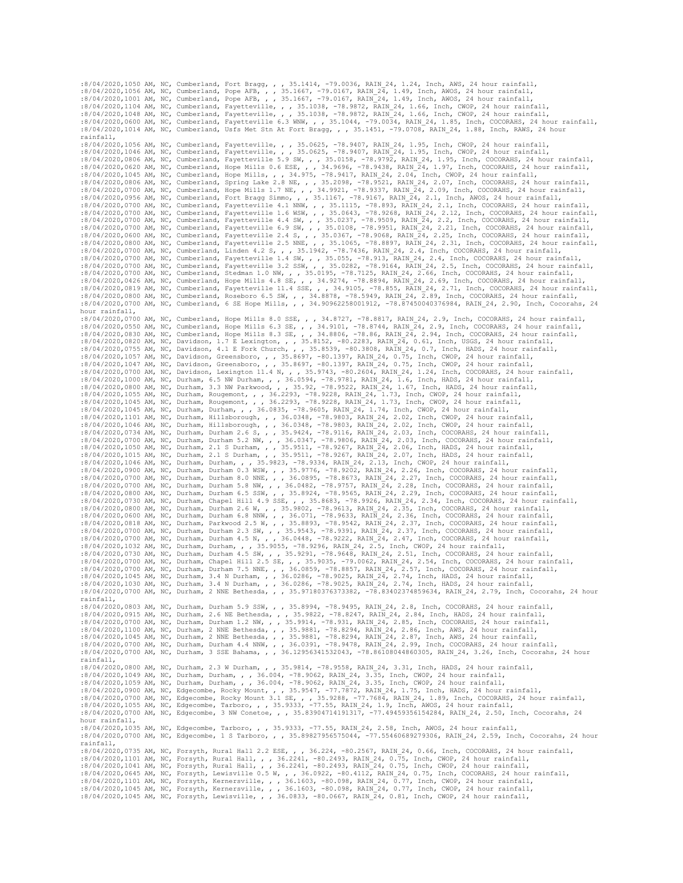```
:8/04/2020,1050 AM, NC, Cumberland, Fort Bragg, , , 35.1414, -79.0036, RAIN_24, 1.24, Inch, AWS, 24 hour rainfall,
:8/04/2020,1056 AM, NC, Cumberland, Pope AFB, , , 35.1667, -79.0167, RAIN_24, 1.49, Inch, AWOS, 24 hour rainfall,
:8/04/2020,1001 AM, NC, Cumberland, Pope AFB, , , 35.1667, -79.0167, RAIN_24, 1.49, Inch, AWOS, 24 hour rainfall,
:8/04/2020,1104 AM, NC, Cumberland, Fayetteville, , , 35.1038, -78.9872, RAIN_24, 1.66, Inch, CWOP, 24 hour rainfall,
:8/04/2020,1048 AM, NC, Cumberland, Fayetteville, , , 35.1038, -78.9872, RAIN_24, 1.66, Inch, CWOP, 24 hour rainfall,
:8/04/2020,0600 AM, NC, Cumberland, Fayetteville 6.3 WNW, , , 35.1044, -79.0034, RAIN_24, 1.85, Inch, COCORAHS, 24 hour rainfall,
:8/04/2020,1014 AM, NC, Cumberland, Usfs Met Stn At Fort Bragg, , , 35.1451, -79.0708, RAIN_24, 1.88, Inch, RAWS, 24 hour rainfall,
:8/04/2020,1056 AM, NC, Cumberland, Fayetteville, , , 35.0625, -78.9407, RAIN_24, 1.95, Inch, CWOP, 24 hour rainfall,
:8/04/2020,1046 AM, NC, Cumberland, Fayetteville, , , 35.0625, -78.9407, RAIN_24, 1.95, Inch, CWOP, 24 hour rainfall,
:8/04/2020,0806 AM, NC, Cumberland, Fayetteville 5.9 SW, , , 35.0158, -78.9792, RAIN_24, 1.95, Inch, COCORAHS, 24 hour rainfall,
:8/04/2020,0620 AM, NC, Cumberland, Hope Mills 0.6 ESE, , , 34.9696, -78.9438, RAIN_24, 1.97, Inch, COCORAHS, 24 hour rainfall,
:8/04/2020,1045 AM, NC, Cumberland, Hope Mills, , , 34.975, -78.9417, RAIN_24, 2.04, Inch, CWOP, 24 hour rainfall,
:8/04/2020,0806 AM, NC, Cumberland, Spring Lake 2.8 NE, , , 35.2098, -78.9521, RAIN_24, 2.07, Inch, COCORAHS, 24 hour rainfall,
:8/04/2020,0700 AM, NC, Cumberland, Hope Mills 1.7 NE, , , 34.9921, -78.9337, RAIN_24, 2.09, Inch, COCORAHS, 24 hour rainfall,
:8/04/2020,0956 AM, NC, Cumberland, Fort Bragg Simmo, , , 35.1167, -78.9167, RAIN_24, 2.1, Inch, AWOS, 24 hour rainfall,
:8/04/2020,0700 AM, NC, Cumberland, Fayetteville 4.1 NNW, , , 35.1115, -78.893, RAIN_24, 2.1, Inch, COCORAHS, 24 hour rainfall,
:8/04/2020,0700 AM, NC, Cumberland, Fayetteville 1.6 WSW, , , 35.0643, -78.9268, RAIN_24, 2.12, Inch, COCORAHS, 24 hour rainfall,
:8/04/2020,0700 AM, NC, Cumberland, Fayetteville 4.4 SW, , , 35.0237, -78.9509, RAIN_24, 2.2, Inch, COCORAHS, 24 hour rainfall,
:8/04/2020,0700 AM, NC, Cumberland, Fayetteville 6.9 SW, , , 35.0108, -78.9951, RAIN_24, 2.21, Inch, COCORAHS, 24 hour rainfall,
:8/04/2020,0600 AM, NC, Cumberland, Fayetteville 2.4 S, , , 35.0367, -78.9068, RAIN_24, 2.25, Inch, COCORAHS, 24 hour rainfall,
:8/04/2020,0800 AM, NC, Cumberland, Fayetteville 2.5 NNE, , , 35.1065, -78.8897, RAIN_24, 2.31, Inch, COCORAHS, 24 hour rainfall,
:8/04/2020,0700 AM, NC, Cumberland, Linden 4.2 S, , , 35.1942, -78.7436, RAIN_24, 2.4, Inch, COCORAHS, 24 hour rainfall,
:8/04/2020,0700 AM, NC, Cumberland, Fayetteville 1.4 SW, , , 35.055, -78.913, RAIN_24, 2.4, Inch, COCORAHS, 24 hour rainfall,
:8/04/2020,0700 AM, NC, Cumberland, Fayetteville 3.2 SSW, , , 35.0282, -78.9164, RAIN_24, 2.5, Inch, COCORAHS, 24 hour rainfall,
:8/04/2020,0700 AM, NC, Cumberland, Stedman 1.0 NW, , , 35.0195, -78.7125, RAIN_24, 2.66, Inch, COCORAHS, 24 hour rainfall,
:8/04/2020,0426 AM, NC, Cumberland, Hope Mills 4.8 SE, , , 34.9274, -78.8894, RAIN_24, 2.69, Inch, COCORAHS, 24 hour rainfall,
:8/04/2020,0819 AM, NC, Cumberland, Fayetteville 11.4 SSE, , , 34.9105, -78.855, RAIN_24, 2.71, Inch, COCORAHS, 24 hour rainfall,
:8/04/2020,0800 AM, NC, Cumberland, Roseboro 6.5 SW, , , 34.8878, -78.5949, RAIN_24, 2.89, Inch, COCORAHS, 24 hour rainfall,
:8/04/2020,0700 AM, NC, Cumberland, 6 SE Hope Mills, , , 34.90962258001912, -78.87450040376984, RAIN_24, 2.90, Inch, Cocorahs, 24 hour rainfall,
:8/04/2020,0700 AM, NC, Cumberland, Hope Mills 8.0 SSE, , , 34.8727, -78.8817, RAIN_24, 2.9, Inch, COCORAHS, 24 hour rainfall,
:8/04/2020,0550 AM, NC, Cumberland, Hope Mills 6.3 SE, , , 34.9101, -78.8744, RAIN_24, 2.9, Inch, COCORAHS, 24 hour rainfall,
:8/04/2020,0830 AM, NC, Cumberland, Hope Mills 8.3 SE, , , 34.8806, -78.86, RAIN_24, 2.94, Inch, COCORAHS, 24 hour rainfall,
:8/04/2020,0820 AM, NC, Davidson, 1.7 E Lexington, , , 35.8152, -80.2283, RAIN_24, 0.61, Inch, USGS, 24 hour rainfall,
:8/04/2020,0755 AM, NC, Davidson, 4.1 E Fork Church, , , 35.8539, -80.3808, RAIN_24, 0.7, Inch, HADS, 24 hour rainfall,
:8/04/2020,1057 AM, NC, Davidson, Greensboro, , , 35.8697, -80.1397, RAIN_24, 0.75, Inch, CWOP, 24 hour rainfall,
:8/04/2020,1047 AM, NC, Davidson, Greensboro, , , 35.8697, -80.1397, RAIN_24, 0.75, Inch, CWOP, 24 hour rainfall,
:8/04/2020,0700 AM, NC, Davidson, Lexington 11.4 N, , , 35.9743, -80.2604, RAIN_24, 1.24, Inch, COCORAHS, 24 hour rainfall,
:8/04/2020,1000 AM, NC, Durham, 6.5 NW Durham, , , 36.0594, -78.9781, RAIN_24, 1.6, Inch, HADS, 24 hour rainfall,
:8/04/2020,0800 AM, NC, Durham, 3.3 NW Parkwood, , , 35.92, -78.9522, RAIN_24, 1.67, Inch, HADS, 24 hour rainfall,
:8/04/2020,1055 AM, NC, Durham, Rougemont, , , 36.2293, -78.9228, RAIN_24, 1.73, Inch, CWOP, 24 hour rainfall,
:8/04/2020,1045 AM, NC, Durham, Rougemont, , , 36.2293, -78.9228, RAIN_24, 1.73, Inch, CWOP, 24 hour rainfall,
:8/04/2020,1045 AM, NC, Durham, Durham, , , 36.0835, -78.9605, RAIN_24, 1.74, Inch, CWOP, 24 hour rainfall,
:8/04/2020,1101 AM, NC, Durham, Hillsborough, , , 36.0348, -78.9803, RAIN_24, 2.02, Inch, CWOP, 24 hour rainfall,
:8/04/2020,1046 AM, NC, Durham, Hillsborough, , , 36.0348, -78.9803, RAIN_24, 2.02, Inch, CWOP, 24 hour rainfall,
:8/04/2020,0734 AM, NC, Durham, Durham 2.6 S, , , 35.9424, -78.9116, RAIN_24, 2.03, Inch, COCORAHS, 24 hour rainfall,
:8/04/2020,0700 AM, NC, Durham, Durham 5.2 NW, , , 36.0347, -78.9806, RAIN_24, 2.03, Inch, COCORAHS, 24 hour rainfall,
:8/04/2020,1050 AM, NC, Durham, 2.1 S Durham, , , 35.9511, -78.9267, RAIN_24, 2.06, Inch, HADS, 24 hour rainfall,
:8/04/2020,1015 AM, NC, Durham, 2.1 S Durham, , , 35.9511, -78.9267, RAIN_24, 2.07, Inch, HADS, 24 hour rainfall,
:8/04/2020,1046 AM, NC, Durham, Durham, , , 35.9823, -78.9334, RAIN_24, 2.13, Inch, CWOP, 24 hour rainfall,
:8/04/2020,0900 AM, NC, Durham, Durham 0.3 WSW, , , 35.9776, -78.9202, RAIN_24, 2.26, Inch, COCORAHS, 24 hour rainfall,
:8/04/2020,0700 AM, NC, Durham, Durham 8.0 NNE, , , 36.0895, -78.8673, RAIN_24, 2.27, Inch, COCORAHS, 24 hour rainfall,
:8/04/2020,0700 AM, NC, Durham, Durham 5.8 NW, , , 36.0482, -78.9757, RAIN_24, 2.28, Inch, COCORAHS, 24 hour rainfall,
:8/04/2020,0800 AM, NC, Durham, Durham 6.5 SSW, , , 35.8924, -78.9565, RAIN_24, 2.29, Inch, COCORAHS, 24 hour rainfall,
:8/04/2020,0730 AM, NC, Durham, Chapel Hill 4.9 SSE, , , 35.8683, -78.9926, RAIN_24, 2.34, Inch, COCORAHS, 24 hour rainfall,
:8/04/2020,0800 AM, NC, Durham, Durham 2.6 W, , , 35.9802, -78.9613, RAIN_24, 2.35, Inch, COCORAHS, 24 hour rainfall,
:8/04/2020,0600 AM, NC, Durham, Durham 6.8 NNW, , , 36.071, -78.9633, RAIN_24, 2.36, Inch, COCORAHS, 24 hour rainfall,
:8/04/2020,0818 AM, NC, Durham, Parkwood 2.5 W, , , 35.8893, -78.9542, RAIN_24, 2.37, Inch, COCORAHS, 24 hour rainfall,
:8/04/2020,0700 AM, NC, Durham, Durham 2.3 SW, , , 35.9543, -78.9391, RAIN_24, 2.37, Inch, COCORAHS, 24 hour rainfall,
:8/04/2020,0700 AM, NC, Durham, Durham 4.5 N, , , 36.0448, -78.9222, RAIN_24, 2.47, Inch, COCORAHS, 24 hour rainfall,
:8/04/2020,1032 AM, NC, Durham, Durham, , , 35.9055, -78.9296, RAIN_24, 2.5, Inch, CWOP, 24 hour rainfall,
:8/04/2020,0730 AM, NC, Durham, Durham 4.5 SW, , , 35.9291, -78.9648, RAIN_24, 2.51, Inch, COCORAHS, 24 hour rainfall,
:8/04/2020,0700 AM, NC, Durham, Chapel Hill 2.5 SE, , , 35.9035, -79.0062, RAIN_24, 2.54, Inch, COCORAHS, 24 hour rainfall,
:8/04/2020,0700 AM, NC, Durham, Durham 7.5 NNE, , , 36.0859, -78.8857, RAIN_24, 2.57, Inch, COCORAHS, 24 hour rainfall,
:8/04/2020,1045 AM, NC, Durham, 3.4 N Durham, , , 36.0286, -78.9025, RAIN_24, 2.74, Inch, HADS, 24 hour rainfall,
:8/04/2020,1030 AM, NC, Durham, 3.4 N Durham, , , 36.0286, -78.9025, RAIN_24, 2.74, Inch, HADS, 24 hour rainfall,
:8/04/2020,0700 AM, NC, Durham, 2 NNE Bethesda, , , 35.97180376373382, -78.83402374859634, RAIN_24, 2.79, Inch, Cocorahs, 24 hour rainfall,
:8/04/2020,0803 AM, NC, Durham, Durham 5.9 SSW, , , 35.8994, -78.9495, RAIN_24, 2.8, Inch, COCORAHS, 24 hour rainfall,
:8/04/2020,0915 AM, NC, Durham, 2.6 NE Bethesda, , , 35.9822, -78.8247, RAIN_24, 2.84, Inch, HADS, 24 hour rainfall,
:8/04/2020,0700 AM, NC, Durham, Durham 1.2 NW, , , 35.9914, -78.931, RAIN_24, 2.85, Inch, COCORAHS, 24 hour rainfall,
:8/04/2020,1100 AM, NC, Durham, 2 NNE Bethesda, , , 35.9881, -78.8294, RAIN_24, 2.86, Inch, AWS, 24 hour rainfall,
:8/04/2020,1045 AM, NC, Durham, 2 NNE Bethesda, , , 35.9881, -78.8294, RAIN_24, 2.87, Inch, AWS, 24 hour rainfall,
:8/04/2020,0700 AM, NC, Durham, Durham 4.4 NNW, , , 36.0391, -78.9478, RAIN_24, 2.99, Inch, COCORAHS, 24 hour rainfall,
:8/04/2020,0700 AM, NC, Durham, 3 SSE Bahama, , , 36.12956341532043, -78.86108044860305, RAIN_24, 3.26, Inch, Cocorahs, 24 hour rainfall,
:8/04/2020,0800 AM, NC, Durham, 2.3 W Durham, , , 35.9814, -78.9558, RAIN_24, 3.31, Inch, HADS, 24 hour rainfall,
:8/04/2020,1049 AM, NC, Durham, Durham, , , 36.004, -78.9062, RAIN_24, 3.35, Inch, CWOP, 24 hour rainfall,
:8/04/2020,1059 AM, NC, Durham, Durham, , , 36.004, -78.9062, RAIN_24, 3.35, Inch, CWOP, 24 hour rainfall,
:8/04/2020,0900 AM, NC, Edgecombe, Rocky Mount, , , 35.9547, -77.7872, RAIN_24, 1.75, Inch, HADS, 24 hour rainfall,
:8/04/2020,0700 AM, NC, Edgecombe, Rocky Mount 3.1 SE, , , 35.9288, -77.7684, RAIN_24, 1.89, Inch, COCORAHS, 24 hour rainfall,
:8/04/2020,1055 AM, NC, Edgecombe, Tarboro, , , 35.9333, -77.55, RAIN_24, 1.9, Inch, AWOS, 24 hour rainfall,
:8/04/2020,0700 AM, NC, Edgecombe, 3 NW Conetoe, , , 35.83904714191317, -77.49459356154284, RAIN_24, 2.50, Inch, Cocorahs, 24 hour rainfall,
:8/04/2020,1035 AM, NC, Edgecombe, Tarboro, , , 35.9333, -77.55, RAIN_24, 2.58, Inch, AWOS, 24 hour rainfall,
:8/04/2020,0700 AM, NC, Edgecombe, 1 S Tarboro, , , 35.89827956575044, -77.55460689279306, RAIN_24, 2.59, Inch, Cocorahs, 24 hour rainfall,
:8/04/2020,0735 AM, NC, Forsyth, Rural Hall 2.2 ESE, , , 36.224, -80.2567, RAIN_24, 0.66, Inch, COCORAHS, 24 hour rainfall,
:8/04/2020,1101 AM, NC, Forsyth, Rural Hall, , , 36.2241, -80.2493, RAIN_24, 0.75, Inch, CWOP, 24 hour rainfall,
:8/04/2020,1041 AM, NC, Forsyth, Rural Hall, , , 36.2241, -80.2493, RAIN_24, 0.75, Inch, CWOP, 24 hour rainfall,
:8/04/2020,0645 AM, NC, Forsyth, Lewisville 0.5 W, , , 36.0922, -80.4112, RAIN_24, 0.75, Inch, COCORAHS, 24 hour rainfall,
:8/04/2020,1101 AM, NC, Forsyth, Kernersville, , , 36.1603, -80.098, RAIN_24, 0.77, Inch, CWOP, 24 hour rainfall,
:8/04/2020,1045 AM, NC, Forsyth, Kernersville, , , 36.1603, -80.098, RAIN_24, 0.77, Inch, CWOP, 24 hour rainfall,
:8/04/2020,1045 AM, NC, Forsyth, Lewisville, , , 36.0833, -80.0667, RAIN_24, 0.81, Inch, CWOP, 24 hour rainfall,
```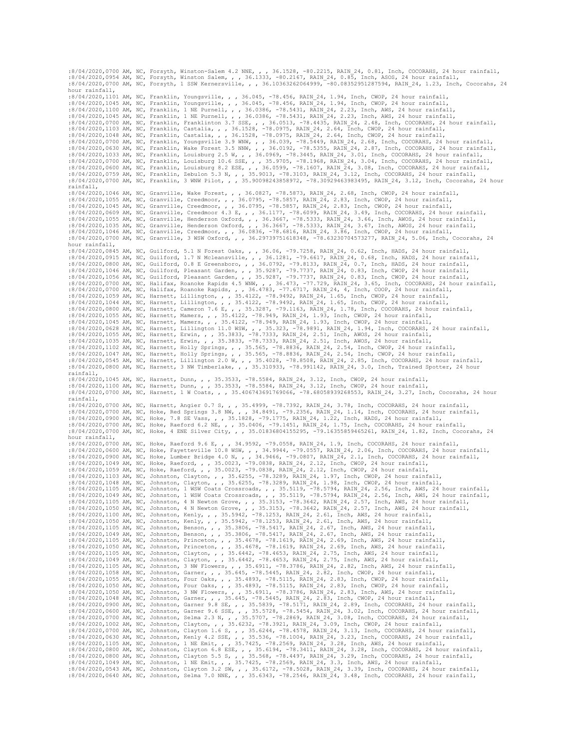```
:8/04/2020,0700 AM, NC, Forsyth, Winston-Salem 4.2 NNE, , , 36.1528, -80.2215, RAIN_24, 0.81, Inch, COCORAHS, 24 hour rainfall,
:8/04/2020,0954 AM, NC, Forsyth, Winston Salem, , , 36.1333, -80.2167, RAIN_24, 0.85, Inch, ASOS, 24 hour rainfall,
:8/04/2020,0700 AM, NC, Forsyth, 1 SSW Kernersville, , , 36.10363262064999, -80.08352951287594, RAIN_24, 1.23, Inch, Cocorahs, 24 hour rainfall,
:8/04/2020,1101 AM, NC, Franklin, Youngsville, , , 36.045, -78.456, RAIN_24, 1.94, Inch, CWOP, 24 hour rainfall,
:8/04/2020,1045 AM, NC, Franklin, Youngsville, , , 36.045, -78.456, RAIN_24, 1.94, Inch, CWOP, 24 hour rainfall,
:8/04/2020,1100 AM, NC, Franklin, 1 NE Purnell, , , 36.0386, -78.5431, RAIN_24, 2.23, Inch, AWS, 24 hour rainfall,
:8/04/2020,1045 AM, NC, Franklin, 1 NE Purnell, , , 36.0386, -78.5431, RAIN_24, 2.23, Inch, AWS, 24 hour rainfall,
:8/04/2020,0700 AM, NC, Franklin, Franklinton 3.7 SSE, , , 36.0513, -78.4435, RAIN_24, 2.48, Inch, COCORAHS, 24 hour rainfall,
:8/04/2020,1103 AM, NC, Franklin, Castalia, , , 36.1528, -78.0975, RAIN_24, 2.64, Inch, CWOP, 24 hour rainfall,
:8/04/2020,1048 AM, NC, Franklin, Castalia, , , 36.1528, -78.0975, RAIN_24, 2.64, Inch, CWOP, 24 hour rainfall,
:8/04/2020,0700 AM, NC, Franklin, Youngsville 3.9 WNW, , , 36.039, -78.5449, RAIN_24, 2.68, Inch, COCORAHS, 24 hour rainfall,
:8/04/2020,0630 AM, NC, Franklin, Wake Forest 3.5 NNW, , , 36.0192, -78.5355, RAIN_24, 2.87, Inch, COCORAHS, 24 hour rainfall,
:8/04/2020,1033 AM, NC, Franklin, Louisburg 2.5 W, , , 36.0969, -78.3445, RAIN_24, 3.01, Inch, COCORAHS, 24 hour rainfall,
:8/04/2020,0700 AM, NC, Franklin, Louisburg 10.6 SSE, , , 35.9705, -78.1968, RAIN_24, 3.04, Inch, COCORAHS, 24 hour rainfall,
:8/04/2020,0600 AM, NC, Franklin, Louisburg 8.2 ESE, , , 36.0599, -78.1607, RAIN_24, 3.08, Inch, COCORAHS, 24 hour rainfall,
:8/04/2020,0759 AM, NC, Franklin, Zebulon 5.3 N, , , 35.9013, -78.3103, RAIN_24, 3.12, Inch, COCORAHS, 24 hour rainfall,
:8/04/2020,0700 AM, NC, Franklin, 3 WNW Pilot, , , 35.90098243858972, -78.30929463983495, RAIN_24, 3.12, Inch, Cocorahs, 24 hour rainfall,
:8/04/2020,1046 AM, NC, Granville, Wake Forest, , , 36.0827, -78.5873, RAIN_24, 2.68, Inch, CWOP, 24 hour rainfall,
:8/04/2020,1055 AM, NC, Granville, Creedmoor, , , 36.0795, -78.5857, RAIN_24, 2.83, Inch, CWOP, 24 hour rainfall,
:8/04/2020,1045 AM, NC, Granville, Creedmoor, , , 36.0795, -78.5857, RAIN_24, 2.83, Inch, CWOP, 24 hour rainfall,
:8/04/2020,0609 AM, NC, Granville, Creedmoor 4.3 E, , , 36.1177, -78.6099, RAIN_24, 3.49, Inch, COCORAHS, 24 hour rainfall,
:8/04/2020,1055 AM, NC, Granville, Henderson Oxford, , , 36.3667, -78.5333, RAIN_24, 3.66, Inch, AWOS, 24 hour rainfall,
:8/04/2020,1035 AM, NC, Granville, Henderson Oxford, , , 36.3667, -78.5333, RAIN_24, 3.67, Inch, AWOS, 24 hour rainfall,
:8/04/2020,1046 AM, NC, Granville, Creedmoor, , , 36.0836, -78.6816, RAIN_24, 3.86, Inch, CWOP, 24 hour rainfall,
:8/04/2020,0700 AM, NC, Granville, 3 WSW Oxford, , , 36.29739751618348, -78.63230704573277, RAIN_24, 5.06, Inch, Cocorahs, 24 hour rainfall,
:8/04/2020,0845 AM, NC, Guilford, 5.1 N Forest Oaks, , , 36.06, -79.7258, RAIN_24, 0.62, Inch, HADS, 24 hour rainfall,
:8/04/2020,0915 AM, NC, Guilford, 1.7 N Mcleansville, , , 36.1281, -79.6617, RAIN_24, 0.68, Inch, HADS, 24 hour rainfall,
:8/04/2020,0800 AM, NC, Guilford, 0.8 E Greensboro, , , 36.0792, -79.8133, RAIN_24, 0.7, Inch, HADS, 24 hour rainfall,
:8/04/2020,1046 AM, NC, Guilford, Pleasant Garden, , , 35.9287, -79.7737, RAIN_24, 0.83, Inch, CWOP, 24 hour rainfall,
:8/04/2020,1056 AM, NC, Guilford, Pleasant Garden, , , 35.9287, -79.7737, RAIN_24, 0.83, Inch, CWOP, 24 hour rainfall,
:8/04/2020,0700 AM, NC, Halifax, Roanoke Rapids 4.5 WNW, , , 36.473, -77.729, RAIN_24, 3.65, Inch, COCORAHS, 24 hour rainfall,
:8/04/2020,0700 AM, NC, Halifax, Roanoke Rapids, , , 36.4783, -77.6717, RAIN_24, 4, Inch, COOP, 24 hour rainfall,
:8/04/2020,1059 AM, NC, Harnett, Lillington, , , 35.4122, -78.9492, RAIN_24, 1.65, Inch, CWOP, 24 hour rainfall,
:8/04/2020,1044 AM, NC, Harnett, Lillington, , , 35.4122, -78.9492, RAIN_24, 1.65, Inch, CWOP, 24 hour rainfall,
:8/04/2020,0800 AM, NC, Harnett, Cameron 7.6 E, , , 35.3287, -79.1163, RAIN_24, 1.78, Inch, COCORAHS, 24 hour rainfall,
:8/04/2020,1055 AM, NC, Harnett, Mamers, , , 35.4122, -78.949, RAIN_24, 1.93, Inch, CWOP, 24 hour rainfall,
:8/04/2020,1045 AM, NC, Harnett, Mamers, , , 35.4122, -78.949, RAIN_24, 1.93, Inch, CWOP, 24 hour rainfall,
:8/04/2020,0628 AM, NC, Harnett, Lillington 11.0 WSW, , , 35.323, -78.9891, RAIN_24, 1.94, Inch, COCORAHS, 24 hour rainfall,
:8/04/2020,1055 AM, NC, Harnett, Erwin, , , 35.3833, -78.7333, RAIN_24, 2.51, Inch, AWOS, 24 hour rainfall,
:8/04/2020,1035 AM, NC, Harnett, Erwin, , , 35.3833, -78.7333, RAIN_24, 2.51, Inch, AWOS, 24 hour rainfall,
:8/04/2020,1102 AM, NC, Harnett, Holly Springs, , , 35.565, -78.8836, RAIN_24, 2.54, Inch, CWOP, 24 hour rainfall,
:8/04/2020,1047 AM, NC, Harnett, Holly Springs, , , 35.565, -78.8836, RAIN_24, 2.54, Inch, CWOP, 24 hour rainfall,
:8/04/2020,0545 AM, NC, Harnett, Lillington 2.0 W, , , 35.4028, -78.8508, RAIN_24, 2.85, Inch, COCORAHS, 24 hour rainfall,
:8/04/2020,0800 AM, NC, Harnett, 3 NW Timberlake, , , 35.310933, -78.991142, RAIN_24, 3.0, Inch, Trained Spotter, 24 hour rainfall,
:8/04/2020,1045 AM, NC, Harnett, Dunn, , , 35.3533, -78.5584, RAIN_24, 3.12, Inch, CWOP, 24 hour rainfall,
:8/04/2020,1100 AM, NC, Harnett, Dunn, , , 35.3533, -78.5584, RAIN_24, 3.12, Inch, CWOP, 24 hour rainfall,
:8/04/2020,0700 AM, NC, Harnett, 1 W Coats, , , 35.406743691769066, -78.68058939268553, RAIN_24, 3.27, Inch, Cocorahs, 24 hour rainfall,
:8/04/2020,0700 AM, NC, Harnett, Angier 0.7 S, , , 35.4999, -78.7392, RAIN_24, 3.78, Inch, COCORAHS, 24 hour rainfall,
:8/04/2020,0700 AM, NC, Hoke, Red Springs 3.8 NW, , , 34.8491, -79.2356, RAIN_24, 1.14, Inch, COCORAHS, 24 hour rainfall,
:8/04/2020,0900 AM, NC, Hoke, 7.8 SE Vass, , , 35.1828, -79.1775, RAIN_24, 1.22, Inch, HADS, 24 hour rainfall,
:8/04/2020,0700 AM, NC, Hoke, Raeford 6.2 NE, , , 35.0406, -79.1451, RAIN_24, 1.75, Inch, COCORAHS, 24 hour rainfall,
:8/04/2020,0700 AM, NC, Hoke, 4 ENE Silver City, , , 35.01836804155295, -79.16355859465261, RAIN_24, 1.82, Inch, Cocorahs, 24 hour rainfall,
:8/04/2020,0700 AM, NC, Hoke, Raeford 9.6 E, , , 34.9592, -79.0558, RAIN_24, 1.9, Inch, COCORAHS, 24 hour rainfall,
:8/04/2020,0600 AM, NC, Hoke, Fayetteville 10.8 WSW, , , 34.9944, -79.0557, RAIN_24, 2.06, Inch, COCORAHS, 24 hour rainfall,
:8/04/2020,0900 AM, NC, Hoke, Lumber Bridge 4.0 N, , , 34.9466, -79.0807, RAIN_24, 2.1, Inch, COCORAHS, 24 hour rainfall,
:8/04/2020,1049 AM, NC, Hoke, Raeford, , , 35.0023, -79.0838, RAIN_24, 2.12, Inch, CWOP, 24 hour rainfall,
:8/04/2020,1059 AM, NC, Hoke, Raeford, , , 35.0023, -79.0838, RAIN_24, 2.12, Inch, CWOP, 24 hour rainfall,
:8/04/2020,1103 AM, NC, Johnston, Clayton, , , 35.6255, -78.3289, RAIN_24, 1.97, Inch, CWOP, 24 hour rainfall,
:8/04/2020,1048 AM, NC, Johnston, Clayton, , , 35.6255, -78.3289, RAIN_24, 1.98, Inch, CWOP, 24 hour rainfall,
:8/04/2020,1105 AM, NC, Johnston, 1 WSW Coats Crossroads, , , 35.5119, -78.5794, RAIN_24, 2.56, Inch, AWS, 24 hour rainfall,
:8/04/2020,1049 AM, NC, Johnston, 1 WSW Coats Crossroads, , , 35.5119, -78.5794, RAIN_24, 2.56, Inch, AWS, 24 hour rainfall,
:8/04/2020,1105 AM, NC, Johnston, 4 N Newton Grove, , , 35.3153, -78.3642, RAIN_24, 2.57, Inch, AWS, 24 hour rainfall,
:8/04/2020,1050 AM, NC, Johnston, 4 N Newton Grove, , , 35.3153, -78.3642, RAIN_24, 2.57, Inch, AWS, 24 hour rainfall,
:8/04/2020,1100 AM, NC, Johnston, Kenly, , , 35.5942, -78.1253, RAIN_24, 2.61, Inch, AWS, 24 hour rainfall,
:8/04/2020,1050 AM, NC, Johnston, Kenly, , , 35.5942, -78.1253, RAIN_24, 2.61, Inch, AWS, 24 hour rainfall,
:8/04/2020,1105 AM, NC, Johnston, Benson, , , 35.3806, -78.5417, RAIN_24, 2.67, Inch, AWS, 24 hour rainfall,
:8/04/2020,1049 AM, NC, Johnston, Benson, , , 35.3806, -78.5417, RAIN_24, 2.67, Inch, AWS, 24 hour rainfall,
:8/04/2020,1105 AM, NC, Johnston, Princeton, , , 35.4678, -78.1619, RAIN_24, 2.69, Inch, AWS, 24 hour rainfall,
:8/04/2020,1050 AM, NC, Johnston, Princeton, , , 35.4678, -78.1619, RAIN_24, 2.69, Inch, AWS, 24 hour rainfall,
:8/04/2020,1105 AM, NC, Johnston, Clayton, , , 35.6442, -78.4653, RAIN_24, 2.75, Inch, AWS, 24 hour rainfall,
:8/04/2020,1049 AM, NC, Johnston, Clayton, , , 35.6442, -78.4653, RAIN_24, 2.75, Inch, AWS, 24 hour rainfall,
:8/04/2020,1105 AM, NC, Johnston, 3 NW Flowers, , , 35.6911, -78.3786, RAIN_24, 2.82, Inch, AWS, 24 hour rainfall,
:8/04/2020,1058 AM, NC, Johnston, Garner, , , 35.645, -78.5445, RAIN_24, 2.82, Inch, CWOP, 24 hour rainfall,
:8/04/2020,1055 AM, NC, Johnston, Four Oaks, , , 35.4893, -78.5115, RAIN_24, 2.83, Inch, CWOP, 24 hour rainfall,
:8/04/2020,1050 AM, NC, Johnston, Four Oaks, , , 35.4893, -78.5115, RAIN_24, 2.83, Inch, CWOP, 24 hour rainfall,
:8/04/2020,1050 AM, NC, Johnston, 3 NW Flowers, , , 35.6911, -78.3786, RAIN_24, 2.83, Inch, AWS, 24 hour rainfall,
:8/04/2020,1048 AM, NC, Johnston, Garner, , , 35.645, -78.5445, RAIN_24, 2.83, Inch, CWOP, 24 hour rainfall,
:8/04/2020,0900 AM, NC, Johnston, Garner 9.8 SE, , , 35.5839, -78.5171, RAIN_24, 2.89, Inch, COCORAHS, 24 hour rainfall,
:8/04/2020,0600 AM, NC, Johnston, Garner 9.6 SSE, , , 35.5728, -78.5454, RAIN_24, 3.02, Inch, COCORAHS, 24 hour rainfall,
:8/04/2020,0700 AM, NC, Johnston, Selma 2.3 N, , , 35.5707, -78.2869, RAIN_24, 3.08, Inch, COCORAHS, 24 hour rainfall,
:8/04/2020,1002 AM, NC, Johnston, Clayton, , , 35.6232, -78.3921, RAIN_24, 3.09, Inch, CWOP, 24 hour rainfall,
:8/04/2020,0700 AM, NC, Johnston, Clayton 1.6 S, , , 35.6244, -78.4578, RAIN_24, 3.13, Inch, COCORAHS, 24 hour rainfall,
:8/04/2020,0630 AM, NC, Johnston, Kenly 4.2 SSE, , , 35.536, -78.1004, RAIN_24, 3.23, Inch, COCORAHS, 24 hour rainfall,
:8/04/2020,1105 AM, NC, Johnston, 1 NE Emit, , , 35.7425, -78.2569, RAIN_24, 3.28, Inch, AWS, 24 hour rainfall,
:8/04/2020,0800 AM, NC, Johnston, Clayton 6.8 ESE, , , 35.6194, -78.3411, RAIN_24, 3.28, Inch, COCORAHS, 24 hour rainfall,
:8/04/2020,0800 AM, NC, Johnston, Clayton 5.5 S, , , 35.568, -78.4497, RAIN_24, 3.29, Inch, COCORAHS, 24 hour rainfall,
:8/04/2020,1049 AM, NC, Johnston, 1 NE Emit, , , 35.7425, -78.2569, RAIN_24, 3.3, Inch, AWS, 24 hour rainfall,
:8/04/2020,0543 AM, NC, Johnston, Clayton 3.2 SW, , , 35.6172, -78.5028, RAIN_24, 3.39, Inch, COCORAHS, 24 hour rainfall,
:8/04/2020,0640 AM, NC, Johnston, Selma 7.0 NNE, , , 35.6343, -78.2546, RAIN_24, 3.48, Inch, COCORAHS, 24 hour rainfall,
```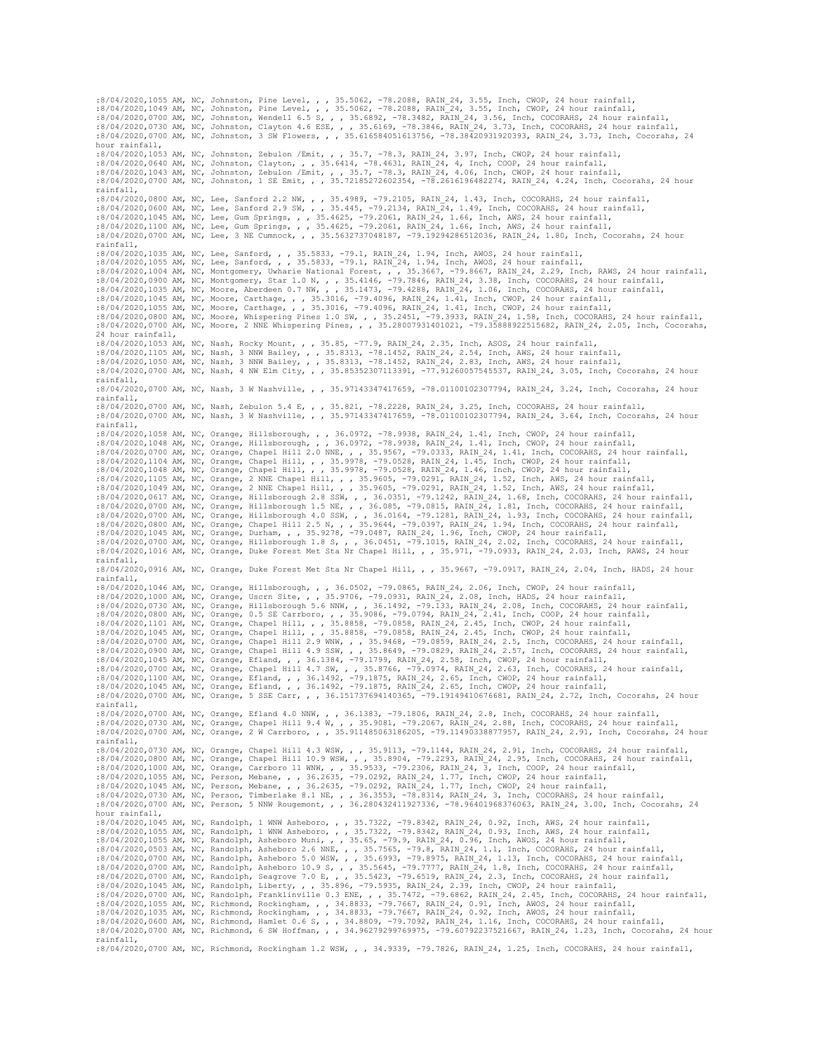```
:8/04/2020,1055 AM, NC, Johnston, Pine Level, , , 35.5062, -78.2088, RAIN_24, 3.55, Inch, CWOP, 24 hour rainfall,
:8/04/2020,1049 AM, NC, Johnston, Pine Level, , , 35.5062, -78.2088, RAIN_24, 3.55, Inch, CWOP, 24 hour rainfall,
:8/04/2020,0700 AM, NC, Johnston, Wendell 6.5 S, , , 35.6892, -78.3482, RAIN_24, 3.56, Inch, COCORAHS, 24 hour rainfall,
:8/04/2020,0730 AM, NC, Johnston, Clayton 4.6 ESE, , , 35.6169, -78.3846, RAIN_24, 3.73, Inch, COCORAHS, 24 hour rainfall,
:8/04/2020,0700 AM, NC, Johnston, 3 SW Flowers, , , 35.616584051613756, -78.38420931920393, RAIN_24, 3.73, Inch, Cocorahs, 24 hour rainfall,
:8/04/2020,1053 AM, NC, Johnston, Zebulon /Emit, , , 35.7, -78.3, RAIN_24, 3.97, Inch, CWOP, 24 hour rainfall,
:8/04/2020,0640 AM, NC, Johnston, Clayton, , , 35.6414, -78.4631, RAIN_24, 4, Inch, COOP, 24 hour rainfall,
:8/04/2020,1043 AM, NC, Johnston, Zebulon /Emit, , , 35.7, -78.3, RAIN_24, 4.06, Inch, CWOP, 24 hour rainfall,
:8/04/2020,0700 AM, NC, Johnston, 1 SE Emit, , , 35.72185272602354, -78.2616196482274, RAIN_24, 4.24, Inch, Cocorahs, 24 hour rainfall,
:8/04/2020,0800 AM, NC, Lee, Sanford 2.2 NW, , , 35.4989, -79.2105, RAIN_24, 1.43, Inch, COCORAHS, 24 hour rainfall,
:8/04/2020,0600 AM, NC, Lee, Sanford 2.9 SW, , , 35.445, -79.2134, RAIN_24, 1.49, Inch, COCORAHS, 24 hour rainfall,
:8/04/2020,1045 AM, NC, Lee, Gum Springs, , , 35.4625, -79.2061, RAIN_24, 1.66, Inch, AWS, 24 hour rainfall,
:8/04/2020,1100 AM, NC, Lee, Gum Springs, , , 35.4625, -79.2061, RAIN_24, 1.66, Inch, AWS, 24 hour rainfall,
:8/04/2020,0700 AM, NC, Lee, 3 NE Cumnock, , , 35.5632737048187, -79.19294286512036, RAIN_24, 1.80, Inch, Cocorahs, 24 hour rainfall,
:8/04/2020,1035 AM, NC, Lee, Sanford, , , 35.5833, -79.1, RAIN_24, 1.94, Inch, AWOS, 24 hour rainfall,
:8/04/2020,1055 AM, NC, Lee, Sanford, , , 35.5833, -79.1, RAIN_24, 1.94, Inch, AWOS, 24 hour rainfall,
:8/04/2020,1004 AM, NC, Montgomery, Uwharie National Forest, , , 35.3667, -79.8667, RAIN_24, 2.29, Inch, RAWS, 24 hour rainfall,
:8/04/2020,0900 AM, NC, Montgomery, Star 1.0 N, , , 35.4146, -79.7846, RAIN_24, 3.38, Inch, COCORAHS, 24 hour rainfall,
:8/04/2020,1035 AM, NC, Moore, Aberdeen 0.7 NW, , , 35.1473, -79.4288, RAIN_24, 1.06, Inch, COCORAHS, 24 hour rainfall,
:8/04/2020,1045 AM, NC, Moore, Carthage, , , 35.3016, -79.4096, RAIN_24, 1.41, Inch, CWOP, 24 hour rainfall,
:8/04/2020,1055 AM, NC, Moore, Carthage, , , 35.3016, -79.4096, RAIN_24, 1.41, Inch, CWOP, 24 hour rainfall,
:8/04/2020,0800 AM, NC, Moore, Whispering Pines 1.0 SW, , , 35.2451, -79.3933, RAIN_24, 1.58, Inch, COCORAHS, 24 hour rainfall,
:8/04/2020,0700 AM, NC, Moore, 2 NNE Whispering Pines, , , 35.28007931401021, -79.35888922515682, RAIN_24, 2.05, Inch, Cocorahs, 24 hour rainfall,
:8/04/2020,1053 AM, NC, Nash, Rocky Mount, , , 35.85, -77.9, RAIN_24, 2.35, Inch, ASOS, 24 hour rainfall,
:8/04/2020,1105 AM, NC, Nash, 3 NNW Bailey, , , 35.8313, -78.1452, RAIN_24, 2.54, Inch, AWS, 24 hour rainfall,
:8/04/2020,1050 AM, NC, Nash, 3 NNW Bailey, , , 35.8313, -78.1452, RAIN_24, 2.83, Inch, AWS, 24 hour rainfall,
:8/04/2020,0700 AM, NC, Nash, 4 NW Elm City, , , 35.85352307113391, -77.91260057545537, RAIN_24, 3.05, Inch, Cocorahs, 24 hour rainfall,
:8/04/2020,0700 AM, NC, Nash, 3 W Nashville, , , 35.97143347417659, -78.01100102307794, RAIN_24, 3.24, Inch, Cocorahs, 24 hour rainfall,
:8/04/2020,0700 AM, NC, Nash, Zebulon 5.4 E, , , 35.821, -78.2228, RAIN_24, 3.25, Inch, COCORAHS, 24 hour rainfall,
:8/04/2020,0700 AM, NC, Nash, 3 W Nashville, , , 35.97143347417659, -78.01100102307794, RAIN_24, 3.64, Inch, Cocorahs, 24 hour rainfall,
:8/04/2020,1058 AM, NC, Orange, Hillsborough, , , 36.0972, -78.9938, RAIN_24, 1.41, Inch, CWOP, 24 hour rainfall,
:8/04/2020,1048 AM, NC, Orange, Hillsborough, , , 36.0972, -78.9938, RAIN_24, 1.41, Inch, CWOP, 24 hour rainfall,
:8/04/2020,0700 AM, NC, Orange, Chapel Hill 2.0 NNE, , , 35.9567, -79.0333, RAIN_24, 1.41, Inch, COCORAHS, 24 hour rainfall,
:8/04/2020,1104 AM, NC, Orange, Chapel Hill, , , 35.9978, -79.0528, RAIN_24, 1.45, Inch, CWOP, 24 hour rainfall,
:8/04/2020,1048 AM, NC, Orange, Chapel Hill, , , 35.9978, -79.0528, RAIN_24, 1.46, Inch, CWOP, 24 hour rainfall,
:8/04/2020,1105 AM, NC, Orange, 2 NNE Chapel Hill, , , 35.9605, -79.0291, RAIN_24, 1.52, Inch, AWS, 24 hour rainfall,
:8/04/2020,1049 AM, NC, Orange, 2 NNE Chapel Hill, , , 35.9605, -79.0291, RAIN_24, 1.52, Inch, AWS, 24 hour rainfall,
:8/04/2020,0617 AM, NC, Orange, Hillsborough 2.8 SSW, , , 36.0351, -79.1242, RAIN_24, 1.68, Inch, COCORAHS, 24 hour rainfall,
:8/04/2020,0700 AM, NC, Orange, Hillsborough 1.5 NE, , , 36.085, -79.0815, RAIN_24, 1.81, Inch, COCORAHS, 24 hour rainfall,
:8/04/2020,0700 AM, NC, Orange, Hillsborough 4.0 SSW, , , 36.0164, -79.1281, RAIN_24, 1.93, Inch, COCORAHS, 24 hour rainfall,
:8/04/2020,0800 AM, NC, Orange, Chapel Hill 2.5 N, , , 35.9644, -79.0397, RAIN_24, 1.94, Inch, COCORAHS, 24 hour rainfall,
:8/04/2020,1045 AM, NC, Orange, Durham, , , 35.9278, -79.0487, RAIN_24, 1.96, Inch, CWOP, 24 hour rainfall,
:8/04/2020,0700 AM, NC, Orange, Hillsborough 1.8 S, , , 36.0451, -79.1015, RAIN_24, 2.02, Inch, COCORAHS, 24 hour rainfall,
:8/04/2020,1016 AM, NC, Orange, Duke Forest Met Sta Nr Chapel Hill, , , 35.971, -79.0933, RAIN_24, 2.03, Inch, RAWS, 24 hour rainfall,
:8/04/2020,0916 AM, NC, Orange, Duke Forest Met Sta Nr Chapel Hill, , , 35.9667, -79.0917, RAIN_24, 2.04, Inch, HADS, 24 hour rainfall,
:8/04/2020,1046 AM, NC, Orange, Hillsborough, , , 36.0502, -79.0865, RAIN_24, 2.06, Inch, CWOP, 24 hour rainfall,
:8/04/2020,1000 AM, NC, Orange, Uscrn Site, , , 35.9706, -79.0931, RAIN_24, 2.08, Inch, HADS, 24 hour rainfall,
:8/04/2020,0730 AM, NC, Orange, Hillsborough 5.6 NNW, , , 36.1492, -79.133, RAIN_24, 2.08, Inch, COCORAHS, 24 hour rainfall,
:8/04/2020,0800 AM, NC, Orange, 0.5 SE Carrboro, , , 35.9086, -79.0794, RAIN_24, 2.41, Inch, COOP, 24 hour rainfall,
:8/04/2020,1101 AM, NC, Orange, Chapel Hill, , , 35.8858, -79.0858, RAIN_24, 2.45, Inch, CWOP, 24 hour rainfall,
:8/04/2020,1045 AM, NC, Orange, Chapel Hill, , , 35.8858, -79.0858, RAIN_24, 2.45, Inch, CWOP, 24 hour rainfall,
:8/04/2020,0700 AM, NC, Orange, Chapel Hill 2.9 WNW, , , 35.9468, -79.0859, RAIN_24, 2.5, Inch, COCORAHS, 24 hour rainfall,
:8/04/2020,0900 AM, NC, Orange, Chapel Hill 4.9 SSW, , , 35.8649, -79.0829, RAIN_24, 2.57, Inch, COCORAHS, 24 hour rainfall,
:8/04/2020,1045 AM, NC, Orange, Efland, , , 36.1384, -79.1799, RAIN_24, 2.58, Inch, CWOP, 24 hour rainfall,
:8/04/2020,0700 AM, NC, Orange, Chapel Hill 4.7 SW, , , 35.8766, -79.0974, RAIN_24, 2.63, Inch, COCORAHS, 24 hour rainfall,
:8/04/2020,1100 AM, NC, Orange, Efland, , , 36.1492, -79.1875, RAIN_24, 2.65, Inch, CWOP, 24 hour rainfall,
:8/04/2020,1045 AM, NC, Orange, Efland, , , 36.1492, -79.1875, RAIN_24, 2.65, Inch, CWOP, 24 hour rainfall,
:8/04/2020,0700 AM, NC, Orange, 5 SSE Carr, , , 36.151737694140365, -79.19149410677681, RAIN_24, 2.72, Inch, Cocorahs, 24 hour rainfall,
:8/04/2020,0700 AM, NC, Orange, Efland 4.0 NNW, , , 36.1383, -79.1806, RAIN_24, 2.8, Inch, COCORAHS, 24 hour rainfall,
:8/04/2020,0730 AM, NC, Orange, Chapel Hill 9.4 W, , , 35.9081, -79.2067, RAIN_24, 2.88, Inch, COCORAHS, 24 hour rainfall,
:8/04/2020,0700 AM, NC, Orange, 2 W Carrboro, , , 35.911485063186205, -79.11490338877957, RAIN_24, 2.91, Inch, Cocorahs, 24 hour rainfall,
:8/04/2020,0730 AM, NC, Orange, Chapel Hill 4.3 WSW, , , 35.9113, -79.1144, RAIN_24, 2.91, Inch, COCORAHS, 24 hour rainfall,
:8/04/2020,0800 AM, NC, Orange, Chapel Hill 10.9 WSW, , , 35.8904, -79.2293, RAIN_24, 2.95, Inch, COCORAHS, 24 hour rainfall,
:8/04/2020,1000 AM, NC, Orange, Carrboro 11 WNW, , , 35.9533, -79.2306, RAIN_24, 3, Inch, COOP, 24 hour rainfall,
:8/04/2020,1055 AM, NC, Person, Mebane, , , 36.2635, -79.0292, RAIN_24, 1.77, Inch, CWOP, 24 hour rainfall,
:8/04/2020,1045 AM, NC, Person, Mebane, , , 36.2635, -79.0292, RAIN_24, 1.77, Inch, CWOP, 24 hour rainfall,
:8/04/2020,0730 AM, NC, Person, Timberlake 8.1 NE, , , 36.3553, -78.8314, RAIN_24, 3, Inch, COCORAHS, 24 hour rainfall,
:8/04/2020,0700 AM, NC, Person, 5 NNW Rougemont, , , 36.280432411927336, -78.96401968376063, RAIN_24, 3.00, Inch, Cocorahs, 24 hour rainfall,
:8/04/2020,1045 AM, NC, Randolph, 1 WNW Asheboro, , , 35.7322, -79.8342, RAIN_24, 0.92, Inch, AWS, 24 hour rainfall,
:8/04/2020,1055 AM, NC, Randolph, 1 WNW Asheboro, , , 35.7322, -79.8342, RAIN_24, 0.93, Inch, AWS, 24 hour rainfall,
:8/04/2020,1055 AM, NC, Randolph, Asheboro Muni, , , 35.65, -79.9, RAIN_24, 0.96, Inch, AWOS, 24 hour rainfall,
:8/04/2020,0503 AM, NC, Randolph, Asheboro 2.6 NNE, , , 35.7565, -79.8, RAIN_24, 1.1, Inch, COCORAHS, 24 hour rainfall,
:8/04/2020,0700 AM, NC, Randolph, Asheboro 5.0 WSW, , , 35.6993, -79.8975, RAIN_24, 1.13, Inch, COCORAHS, 24 hour rainfall,
:8/04/2020,0700 AM, NC, Randolph, Asheboro 10.9 S, , , 35.5645, -79.7777, RAIN_24, 1.8, Inch, COCORAHS, 24 hour rainfall,
:8/04/2020,0700 AM, NC, Randolph, Seagrove 7.0 E, , , 35.5423, -79.6519, RAIN_24, 2.3, Inch, COCORAHS, 24 hour rainfall,
:8/04/2020,1045 AM, NC, Randolph, Liberty, , , 35.896, -79.5935, RAIN_24, 2.39, Inch, CWOP, 24 hour rainfall,
:8/04/2020,0700 AM, NC, Randolph, Franklinville 0.3 ENE, , , 35.7472, -79.6862, RAIN_24, 2.45, Inch, COCORAHS, 24 hour rainfall,
:8/04/2020,1055 AM, NC, Richmond, Rockingham, , , 34.8833, -79.7667, RAIN_24, 0.91, Inch, AWOS, 24 hour rainfall,
:8/04/2020,1035 AM, NC, Richmond, Rockingham, , , 34.8833, -79.7667, RAIN_24, 0.92, Inch, AWOS, 24 hour rainfall,
:8/04/2020,0600 AM, NC, Richmond, Hamlet 0.6 S, , , 34.8809, -79.7092, RAIN_24, 1.16, Inch, COCORAHS, 24 hour rainfall,
:8/04/2020,0700 AM, NC, Richmond, 6 SW Hoffman, , , 34.96279299769975, -79.60792237521667, RAIN_24, 1.23, Inch, Cocorahs, 24 hour rainfall,
:8/04/2020,0700 AM, NC, Richmond, Rockingham 1.2 WSW, , , 34.9339, -79.7826, RAIN_24, 1.25, Inch, COCORAHS, 24 hour rainfall,
```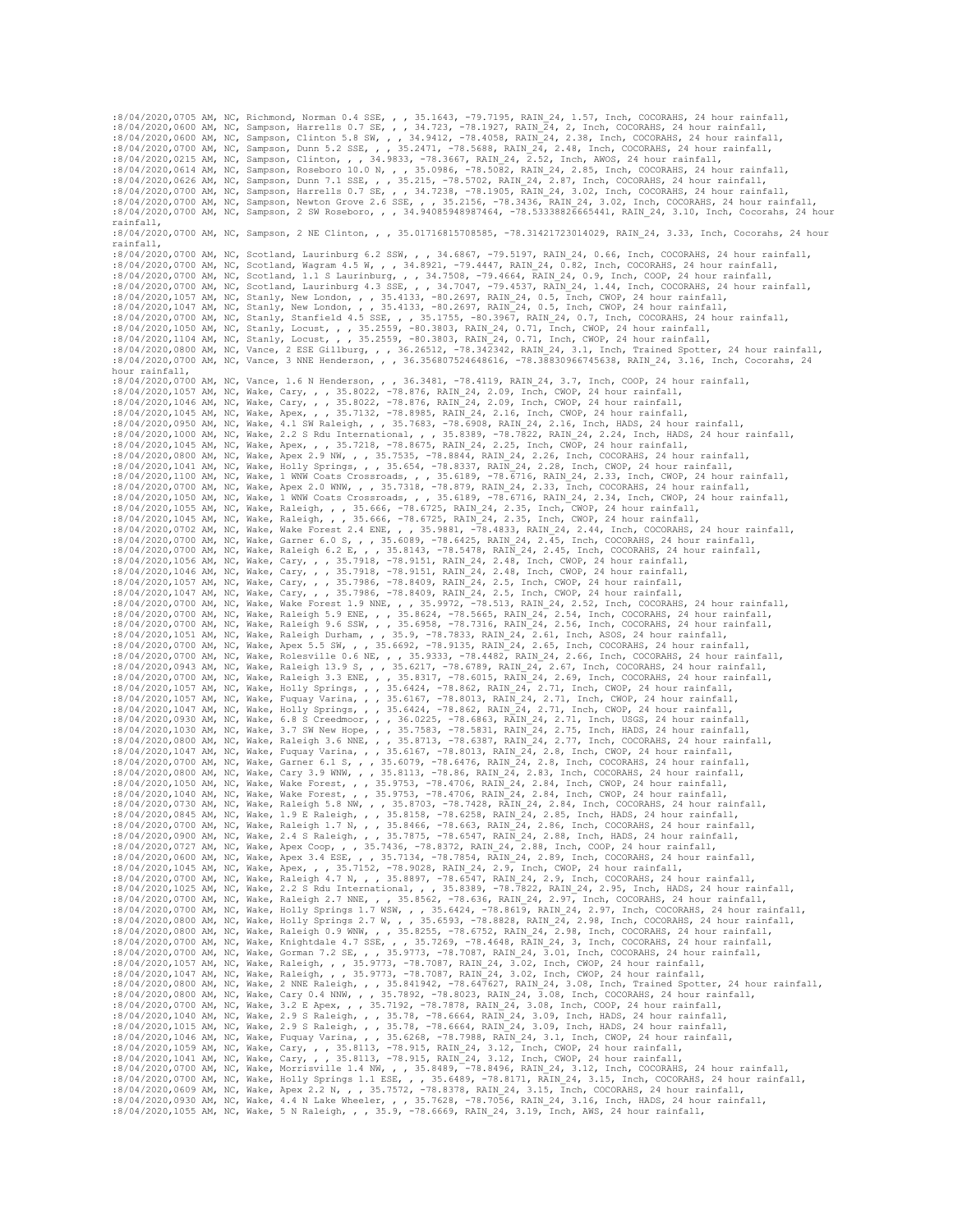:8/04/2020,0705 AM, NC, Richmond, Norman 0.4 SSE, , , 35.1643, -79.7195, RAIN_24, 1.57, Inch, COCORAHS, 24 hour rainfall,
:8/04/2020,0600 AM, NC, Sampson, Harrells 0.7 SE, , , 34.723, -78.1927, RAIN_24, 2, Inch, COCORAHS, 24 hour rainfall,
:8/04/2020,0600 AM, NC, Sampson, Clinton 5.8 SW, , , 34.9412, -78.4058, RAIN_24, 2.38, Inch, COCORAHS, 24 hour rainfall,
:8/04/2020,0700 AM, NC, Sampson, Dunn 5.2 SSE, , , 35.2471, -78.5688, RAIN_24, 2.48, Inch, COCORAHS, 24 hour rainfall,
:8/04/2020,0215 AM, NC, Sampson, Clinton, , , 34.9833, -78.3667, RAIN_24, 2.52, Inch, AWOS, 24 hour rainfall,
:8/04/2020,0614 AM, NC, Sampson, Roseboro 10.0 N, , , 35.0986, -78.5082, RAIN_24, 2.85, Inch, COCORAHS, 24 hour rainfall,
:8/04/2020,0626 AM, NC, Sampson, Dunn 7.1 SSE, , , 35.215, -78.5702, RAIN_24, 2.87, Inch, COCORAHS, 24 hour rainfall,
:8/04/2020,0700 AM, NC, Sampson, Harrells 0.7 SE, , , 34.7238, -78.1905, RAIN_24, 3.02, Inch, COCORAHS, 24 hour rainfall,
:8/04/2020,0700 AM, NC, Sampson, Newton Grove 2.6 SSE, , , 35.2156, -78.3436, RAIN_24, 3.02, Inch, COCORAHS, 24 hour rainfall,
:8/04/2020,0700 AM, NC, Sampson, 2 SW Roseboro, , , 34.94085948987464, -78.53338826665441, RAIN_24, 3.10, Inch, Cocorahs, 24 hour rainfall,
:8/04/2020,0700 AM, NC, Sampson, 2 NE Clinton, , , 35.01716815708585, -78.31421723014029, RAIN_24, 3.33, Inch, Cocorahs, 24 hour rainfall,
:8/04/2020,0700 AM, NC, Scotland, Laurinburg 6.2 SSW, , , 34.6867, -79.5197, RAIN_24, 0.66, Inch, COCORAHS, 24 hour rainfall,
:8/04/2020,0700 AM, NC, Scotland, Wagram 4.5 W, , , 34.8921, -79.4447, RAIN_24, 0.82, Inch, COCORAHS, 24 hour rainfall,
:8/04/2020,0700 AM, NC, Scotland, 1.1 S Laurinburg, , , 34.7508, -79.4664, RAIN_24, 0.9, Inch, COOP, 24 hour rainfall,
:8/04/2020,0700 AM, NC, Scotland, Laurinburg 4.3 SSE, , , 34.7047, -79.4537, RAIN_24, 1.44, Inch, COCORAHS, 24 hour rainfall,
:8/04/2020,1057 AM, NC, Stanly, New London, , , 35.4133, -80.2697, RAIN_24, 0.5, Inch, CWOP, 24 hour rainfall,
:8/04/2020,1047 AM, NC, Stanly, New London, , , 35.4133, -80.2697, RAIN_24, 0.5, Inch, CWOP, 24 hour rainfall,
:8/04/2020,0700 AM, NC, Stanly, Stanfield 4.5 SSE, , , 35.1755, -80.3967, RAIN_24, 0.7, Inch, COCORAHS, 24 hour rainfall,
:8/04/2020,1050 AM, NC, Stanly, Locust, , , 35.2559, -80.3803, RAIN_24, 0.71, Inch, CWOP, 24 hour rainfall,
:8/04/2020,1104 AM, NC, Stanly, Locust, , , 35.2559, -80.3803, RAIN_24, 0.71, Inch, CWOP, 24 hour rainfall,
:8/04/2020,0800 AM, NC, Vance, 2 ESE Gillburg, , , 36.26512, -78.342342, RAIN_24, 3.1, Inch, Trained Spotter, 24 hour rainfall,
:8/04/2020,0700 AM, NC, Vance, 3 NNE Henderson, , , 36.356807524648616, -78.38830966745638, RAIN_24, 3.16, Inch, Cocorahs, 24 hour rainfall,
:8/04/2020,0700 AM, NC, Vance, 1.6 N Henderson, , , 36.3481, -78.4119, RAIN_24, 3.7, Inch, COOP, 24 hour rainfall,
:8/04/2020,1057 AM, NC, Wake, Cary, , , 35.8022, -78.876, RAIN_24, 2.09, Inch, CWOP, 24 hour rainfall,
:8/04/2020,1046 AM, NC, Wake, Cary, , , 35.8022, -78.876, RAIN_24, 2.09, Inch, CWOP, 24 hour rainfall,
:8/04/2020,1045 AM, NC, Wake, Apex, , , 35.7132, -78.8985, RAIN_24, 2.16, Inch, CWOP, 24 hour rainfall,
:8/04/2020,0950 AM, NC, Wake, 4.1 SW Raleigh, , , 35.7683, -78.6908, RAIN_24, 2.16, Inch, HADS, 24 hour rainfall,
:8/04/2020,1000 AM, NC, Wake, 2.2 S Rdu International, , , 35.8389, -78.7822, RAIN_24, 2.24, Inch, HADS, 24 hour rainfall,
:8/04/2020,1045 AM, NC, Wake, Apex, , , 35.7218, -78.8675, RAIN_24, 2.25, Inch, CWOP, 24 hour rainfall,
:8/04/2020,0800 AM, NC, Wake, Apex 2.9 NW, , , 35.7535, -78.8844, RAIN_24, 2.26, Inch, COCORAHS, 24 hour rainfall,
:8/04/2020,1041 AM, NC, Wake, Holly Springs, , , 35.654, -78.8337, RAIN_24, 2.28, Inch, CWOP, 24 hour rainfall,
:8/04/2020,1100 AM, NC, Wake, 1 WNW Coats Crossroads, , , 35.6189, -78.6716, RAIN_24, 2.33, Inch, CWOP, 24 hour rainfall,
:8/04/2020,0700 AM, NC, Wake, Apex 2.0 WNW, , , 35.7318, -78.879, RAIN_24, 2.33, Inch, COCORAHS, 24 hour rainfall,
:8/04/2020,1050 AM, NC, Wake, 1 WNW Coats Crossroads, , , 35.6189, -78.6716, RAIN_24, 2.34, Inch, CWOP, 24 hour rainfall,
:8/04/2020,1055 AM, NC, Wake, Raleigh, , , 35.666, -78.6725, RAIN_24, 2.35, Inch, CWOP, 24 hour rainfall,
:8/04/2020,1045 AM, NC, Wake, Raleigh, , , 35.666, -78.6725, RAIN_24, 2.35, Inch, CWOP, 24 hour rainfall,
:8/04/2020,0702 AM, NC, Wake, Wake Forest 2.4 ENE, , , 35.9881, -78.4833, RAIN_24, 2.44, Inch, COCORAHS, 24 hour rainfall,
:8/04/2020,0700 AM, NC, Wake, Garner 6.0 S, , , 35.6089, -78.6425, RAIN_24, 2.45, Inch, COCORAHS, 24 hour rainfall,
:8/04/2020,0700 AM, NC, Wake, Raleigh 6.2 E, , , 35.8143, -78.5478, RAIN_24, 2.45, Inch, COCORAHS, 24 hour rainfall,
:8/04/2020,1056 AM, NC, Wake, Cary, , , 35.7918, -78.9151, RAIN_24, 2.48, Inch, CWOP, 24 hour rainfall,
:8/04/2020,1046 AM, NC, Wake, Cary, , , 35.7918, -78.9151, RAIN_24, 2.48, Inch, CWOP, 24 hour rainfall,
:8/04/2020,1057 AM, NC, Wake, Cary, , , 35.7986, -78.8409, RAIN_24, 2.5, Inch, CWOP, 24 hour rainfall,
:8/04/2020,1047 AM, NC, Wake, Cary, , , 35.7986, -78.8409, RAIN_24, 2.5, Inch, CWOP, 24 hour rainfall,
:8/04/2020,0700 AM, NC, Wake, Wake Forest 1.9 NNE, , , 35.9972, -78.513, RAIN_24, 2.52, Inch, COCORAHS, 24 hour rainfall,
:8/04/2020,0700 AM, NC, Wake, Raleigh 5.9 ENE, , , 35.8624, -78.5665, RAIN_24, 2.54, Inch, COCORAHS, 24 hour rainfall,
:8/04/2020,0700 AM, NC, Wake, Raleigh 9.6 SSW, , , 35.6958, -78.7316, RAIN_24, 2.56, Inch, COCORAHS, 24 hour rainfall,
:8/04/2020,1051 AM, NC, Wake, Raleigh Durham, , , 35.9, -78.7833, RAIN_24, 2.61, Inch, ASOS, 24 hour rainfall,
:8/04/2020,0700 AM, NC, Wake, Apex 5.5 SW, , , 35.6692, -78.9135, RAIN_24, 2.65, Inch, COCORAHS, 24 hour rainfall,
:8/04/2020,0700 AM, NC, Wake, Rolesville 0.6 NE, , , 35.9333, -78.4482, RAIN_24, 2.66, Inch, COCORAHS, 24 hour rainfall,
:8/04/2020,0943 AM, NC, Wake, Raleigh 13.9 S, , , 35.6217, -78.6789, RAIN_24, 2.67, Inch, COCORAHS, 24 hour rainfall,
:8/04/2020,0700 AM, NC, Wake, Raleigh 3.3 ENE, , , 35.8317, -78.6015, RAIN_24, 2.69, Inch, COCORAHS, 24 hour rainfall,
:8/04/2020,1057 AM, NC, Wake, Holly Springs, , , 35.6424, -78.862, RAIN_24, 2.71, Inch, CWOP, 24 hour rainfall,
:8/04/2020,1057 AM, NC, Wake, Fuquay Varina, , , 35.6167, -78.8013, RAIN_24, 2.71, Inch, CWOP, 24 hour rainfall,
:8/04/2020,1047 AM, NC, Wake, Holly Springs, , , 35.6424, -78.862, RAIN_24, 2.71, Inch, CWOP, 24 hour rainfall,
:8/04/2020,0930 AM, NC, Wake, 6.8 S Creedmoor, , , 36.0225, -78.6863, RAIN_24, 2.71, Inch, USGS, 24 hour rainfall,
:8/04/2020,1030 AM, NC, Wake, 3.7 SW New Hope, , , 35.7583, -78.5831, RAIN_24, 2.75, Inch, HADS, 24 hour rainfall,
:8/04/2020,0800 AM, NC, Wake, Raleigh 3.6 NNE, , , 35.8713, -78.6387, RAIN_24, 2.77, Inch, COCORAHS, 24 hour rainfall,
:8/04/2020,1047 AM, NC, Wake, Fuquay Varina, , , 35.6167, -78.8013, RAIN_24, 2.8, Inch, CWOP, 24 hour rainfall,
:8/04/2020,0700 AM, NC, Wake, Garner 6.1 S, , , 35.6079, -78.6476, RAIN_24, 2.8, Inch, COCORAHS, 24 hour rainfall,
:8/04/2020,0800 AM, NC, Wake, Cary 3.9 WNW, , , 35.8113, -78.86, RAIN_24, 2.83, Inch, COCORAHS, 24 hour rainfall,
:8/04/2020,1050 AM, NC, Wake, Wake Forest, , , 35.9753, -78.4706, RAIN_24, 2.84, Inch, CWOP, 24 hour rainfall,
:8/04/2020,1040 AM, NC, Wake, Wake Forest, , , 35.9753, -78.4706, RAIN_24, 2.84, Inch, CWOP, 24 hour rainfall,
:8/04/2020,0730 AM, NC, Wake, Raleigh 5.8 NW, , , 35.8703, -78.7428, RAIN_24, 2.84, Inch, COCORAHS, 24 hour rainfall,
:8/04/2020,0845 AM, NC, Wake, 1.9 E Raleigh, , , 35.8158, -78.6258, RAIN_24, 2.85, Inch, HADS, 24 hour rainfall,
:8/04/2020,0700 AM, NC, Wake, Raleigh 1.7 N, , , 35.8466, -78.663, RAIN_24, 2.86, Inch, COCORAHS, 24 hour rainfall,
:8/04/2020,0900 AM, NC, Wake, 2.4 S Raleigh, , , 35.7875, -78.6547, RAIN_24, 2.88, Inch, HADS, 24 hour rainfall,
:8/04/2020,0727 AM, NC, Wake, Apex Coop, , , 35.7436, -78.8372, RAIN_24, 2.88, Inch, COOP, 24 hour rainfall,
:8/04/2020,0600 AM, NC, Wake, Apex 3.4 ESE, , , 35.7134, -78.7854, RAIN_24, 2.89, Inch, COCORAHS, 24 hour rainfall,
:8/04/2020,1045 AM, NC, Wake, Apex, , , 35.7152, -78.9028, RAIN_24, 2.9, Inch, CWOP, 24 hour rainfall,
:8/04/2020,0700 AM, NC, Wake, Raleigh 4.7 N, , , 35.8897, -78.6547, RAIN_24, 2.9, Inch, COCORAHS, 24 hour rainfall,
:8/04/2020,1025 AM, NC, Wake, 2.2 S Rdu International, , , 35.8389, -78.7822, RAIN_24, 2.95, Inch, HADS, 24 hour rainfall,
:8/04/2020,0700 AM, NC, Wake, Raleigh 2.7 NNE, , , 35.8562, -78.636, RAIN_24, 2.97, Inch, COCORAHS, 24 hour rainfall,
:8/04/2020,0700 AM, NC, Wake, Holly Springs 1.7 WSW, , , 35.6424, -78.8619, RAIN_24, 2.97, Inch, COCORAHS, 24 hour rainfall,
:8/04/2020,0800 AM, NC, Wake, Holly Springs 2.7 W, , , 35.6593, -78.8828, RAIN_24, 2.98, Inch, COCORAHS, 24 hour rainfall,
:8/04/2020,0800 AM, NC, Wake, Raleigh 0.9 WNW, , , 35.8255, -78.6752, RAIN_24, 2.98, Inch, COCORAHS, 24 hour rainfall,
:8/04/2020,0700 AM, NC, Wake, Knightdale 4.7 SSE, , , 35.7269, -78.4648, RAIN_24, 3, Inch, COCORAHS, 24 hour rainfall,
:8/04/2020,0700 AM, NC, Wake, Gorman 7.2 SE, , , 35.9773, -78.7087, RAIN_24, 3.01, Inch, COCORAHS, 24 hour rainfall,
:8/04/2020,1057 AM, NC, Wake, Raleigh, , , 35.9773, -78.7087, RAIN_24, 3.02, Inch, CWOP, 24 hour rainfall,
:8/04/2020,1047 AM, NC, Wake, Raleigh, , , 35.9773, -78.7087, RAIN_24, 3.02, Inch, CWOP, 24 hour rainfall,
:8/04/2020,0800 AM, NC, Wake, 2 NNE Raleigh, , , 35.841942, -78.647627, RAIN_24, 3.08, Inch, Trained Spotter, 24 hour rainfall,
:8/04/2020,0800 AM, NC, Wake, Cary 0.4 NNW, , , 35.7892, -78.8023, RAIN_24, 3.08, Inch, COCORAHS, 24 hour rainfall,
:8/04/2020,0700 AM, NC, Wake, 3.2 E Apex, , , 35.7192, -78.7878, RAIN_24, 3.08, Inch, COOP, 24 hour rainfall,
:8/04/2020,1040 AM, NC, Wake, 2.9 S Raleigh, , , 35.78, -78.6664, RAIN_24, 3.09, Inch, HADS, 24 hour rainfall,
:8/04/2020,1015 AM, NC, Wake, 2.9 S Raleigh, , , 35.78, -78.6664, RAIN_24, 3.09, Inch, HADS, 24 hour rainfall,
:8/04/2020,1046 AM, NC, Wake, Fuquay Varina, , , 35.6268, -78.7988, RAIN_24, 3.1, Inch, CWOP, 24 hour rainfall,
:8/04/2020,1059 AM, NC, Wake, Cary, , , 35.8113, -78.915, RAIN_24, 3.12, Inch, CWOP, 24 hour rainfall,
:8/04/2020,1041 AM, NC, Wake, Cary, , , 35.8113, -78.915, RAIN_24, 3.12, Inch, CWOP, 24 hour rainfall,
:8/04/2020,0700 AM, NC, Wake, Morrisville 1.4 NW, , , 35.8489, -78.8496, RAIN_24, 3.12, Inch, COCORAHS, 24 hour rainfall,
:8/04/2020,0700 AM, NC, Wake, Holly Springs 1.1 ESE, , , 35.6489, -78.8171, RAIN_24, 3.15, Inch, COCORAHS, 24 hour rainfall,
:8/04/2020,0609 AM, NC, Wake, Apex 2.2 N, , , 35.7572, -78.8378, RAIN_24, 3.15, Inch, COCORAHS, 24 hour rainfall,
:8/04/2020,0930 AM, NC, Wake, 4.4 N Lake Wheeler, , , 35.7628, -78.7056, RAIN_24, 3.16, Inch, HADS, 24 hour rainfall,
:8/04/2020,1055 AM, NC, Wake, 5 N Raleigh, , , 35.9, -78.6669, RAIN_24, 3.19, Inch, AWS, 24 hour rainfall,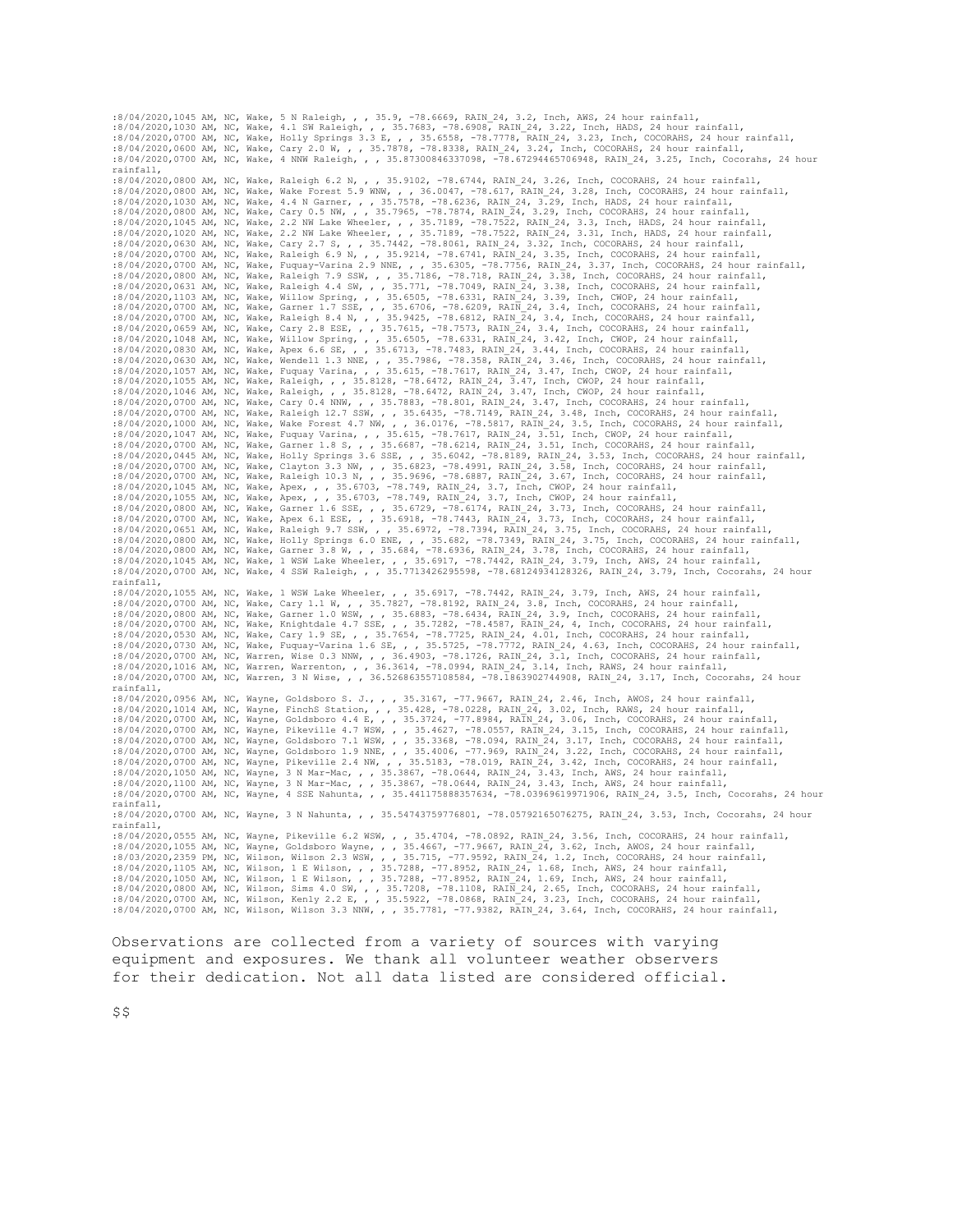```
:8/04/2020,1045 AM, NC, Wake, 5 N Raleigh, , , 35.9, -78.6669, RAIN_24, 3.2, Inch, AWS, 24 hour rainfall,
:8/04/2020,1030 AM, NC, Wake, 4.1 SW Raleigh, , , 35.7683, -78.6908, RAIN_24, 3.22, Inch, HADS, 24 hour rainfall,
:8/04/2020,0700 AM, NC, Wake, Holly Springs 3.3 E, , , 35.6558, -78.7778, RAIN_24, 3.23, Inch, COCORAHS, 24 hour rainfall,
:8/04/2020,0600 AM, NC, Wake, Cary 2.0 W, , , 35.7878, -78.8338, RAIN_24, 3.24, Inch, COCORAHS, 24 hour rainfall,
:8/04/2020,0700 AM, NC, Wake, 4 NNW Raleigh, , , 35.87300846337098, -78.67294465706948, RAIN_24, 3.25, Inch, Cocorahs, 24 hour
rainfall,
:8/04/2020,0800 AM, NC, Wake, Raleigh 6.2 N, , , 35.9102, -78.6744, RAIN_24, 3.26, Inch, COCORAHS, 24 hour rainfall,
:8/04/2020,0800 AM, NC, Wake, Wake Forest 5.9 WNW, , , 36.0047, -78.617, RAIN_24, 3.28, Inch, COCORAHS, 24 hour rainfall,
:8/04/2020,1030 AM, NC, Wake, 4.4 N Garner, , , 35.7578, -78.6236, RAIN_24, 3.29, Inch, HADS, 24 hour rainfall,
:8/04/2020,0800 AM, NC, Wake, Cary 0.5 NW, , , 35.7965, -78.7874, RAIN_24, 3.29, Inch, COCORAHS, 24 hour rainfall,
:8/04/2020,1045 AM, NC, Wake, 2.2 NW Lake Wheeler, , , 35.7189, -78.7522, RAIN_24, 3.3, Inch, HADS, 24 hour rainfall,
:8/04/2020,1020 AM, NC, Wake, 2.2 NW Lake Wheeler, , , 35.7189, -78.7522, RAIN_24, 3.31, Inch, HADS, 24 hour rainfall,
:8/04/2020,0630 AM, NC, Wake, Cary 2.7 S, , , 35.7442, -78.8061, RAIN_24, 3.32, Inch, COCORAHS, 24 hour rainfall,
:8/04/2020,0700 AM, NC, Wake, Raleigh 6.9 N, , , 35.9214, -78.6741, RAIN_24, 3.35, Inch, COCORAHS, 24 hour rainfall,
:8/04/2020,0700 AM, NC, Wake, Fuquay-Varina 2.9 NNE, , , 35.6305, -78.7756, RAIN_24, 3.37, Inch, COCORAHS, 24 hour rainfall,
:8/04/2020,0800 AM, NC, Wake, Raleigh 7.9 SSW, , , 35.7186, -78.718, RAIN_24, 3.38, Inch, COCORAHS, 24 hour rainfall,
:8/04/2020,0631 AM, NC, Wake, Raleigh 4.4 SW, , , 35.771, -78.7049, RAIN_24, 3.38, Inch, COCORAHS, 24 hour rainfall,
:8/04/2020,1103 AM, NC, Wake, Willow Spring, , , 35.6505, -78.6331, RAIN_24, 3.39, Inch, CWOP, 24 hour rainfall,
:8/04/2020,0700 AM, NC, Wake, Garner 1.7 SSE, , , 35.6706, -78.6209, RAIN_24, 3.4, Inch, COCORAHS, 24 hour rainfall,
:8/04/2020,0700 AM, NC, Wake, Raleigh 8.4 N, , , 35.9425, -78.6812, RAIN_24, 3.4, Inch, COCORAHS, 24 hour rainfall,
:8/04/2020,0659 AM, NC, Wake, Cary 2.8 ESE, , , 35.7615, -78.7573, RAIN_24, 3.4, Inch, COCORAHS, 24 hour rainfall,
:8/04/2020,1048 AM, NC, Wake, Willow Spring, , , 35.6505, -78.6331, RAIN_24, 3.42, Inch, CWOP, 24 hour rainfall,
:8/04/2020,0830 AM, NC, Wake, Apex 6.6 SE, , , 35.6713, -78.7483, RAIN_24, 3.44, Inch, COCORAHS, 24 hour rainfall,
:8/04/2020,0630 AM, NC, Wake, Wendell 1.3 NNE, , , 35.7986, -78.358, RAIN_24, 3.46, Inch, COCORAHS, 24 hour rainfall,
:8/04/2020,1057 AM, NC, Wake, Fuquay Varina, , , 35.615, -78.7617, RAIN_24, 3.47, Inch, CWOP, 24 hour rainfall,
:8/04/2020,1055 AM, NC, Wake, Raleigh, , , 35.8128, -78.6472, RAIN_24, 3.47, Inch, CWOP, 24 hour rainfall,
:8/04/2020,1046 AM, NC, Wake, Raleigh, , , 35.8128, -78.6472, RAIN_24, 3.47, Inch, CWOP, 24 hour rainfall,
:8/04/2020,0700 AM, NC, Wake, Cary 0.4 NNW, , , 35.7883, -78.801, RAIN_24, 3.47, Inch, COCORAHS, 24 hour rainfall,
:8/04/2020,0700 AM, NC, Wake, Raleigh 12.7 SSW, , , 35.6435, -78.7149, RAIN_24, 3.48, Inch, COCORAHS, 24 hour rainfall,
:8/04/2020,1000 AM, NC, Wake, Wake Forest 4.7 NW, , , 36.0176, -78.5817, RAIN_24, 3.5, Inch, COCORAHS, 24 hour rainfall,
:8/04/2020,1047 AM, NC, Wake, Fuquay Varina, , , 35.615, -78.7617, RAIN_24, 3.51, Inch, CWOP, 24 hour rainfall,
:8/04/2020,0700 AM, NC, Wake, Garner 1.8 S, , , 35.6687, -78.6214, RAIN_24, 3.51, Inch, COCORAHS, 24 hour rainfall,
:8/04/2020,0445 AM, NC, Wake, Holly Springs 3.6 SSE, , , 35.6042, -78.8189, RAIN_24, 3.53, Inch, COCORAHS, 24 hour rainfall,
:8/04/2020,0700 AM, NC, Wake, Clayton 3.3 NW, , , 35.6823, -78.4991, RAIN_24, 3.58, Inch, COCORAHS, 24 hour rainfall,
:8/04/2020,0700 AM, NC, Wake, Raleigh 10.3 N, , , 35.9696, -78.6887, RAIN_24, 3.67, Inch, COCORAHS, 24 hour rainfall,
:8/04/2020,1045 AM, NC, Wake, Apex, , , 35.6703, -78.749, RAIN_24, 3.7, Inch, CWOP, 24 hour rainfall,
:8/04/2020,1055 AM, NC, Wake, Apex, , , 35.6703, -78.749, RAIN_24, 3.7, Inch, CWOP, 24 hour rainfall,
:8/04/2020,0800 AM, NC, Wake, Garner 1.6 SSE, , , 35.6729, -78.6174, RAIN_24, 3.73, Inch, COCORAHS, 24 hour rainfall,
:8/04/2020,0700 AM, NC, Wake, Apex 6.1 ESE, , , 35.6918, -78.7443, RAIN_24, 3.73, Inch, COCORAHS, 24 hour rainfall,
:8/04/2020,0651 AM, NC, Wake, Raleigh 9.7 SSW, , , 35.6972, -78.7394, RAIN_24, 3.75, Inch, COCORAHS, 24 hour rainfall,
:8/04/2020,0800 AM, NC, Wake, Holly Springs 6.0 ENE, , , 35.682, -78.7349, RAIN_24, 3.75, Inch, COCORAHS, 24 hour rainfall,
:8/04/2020,0800 AM, NC, Wake, Garner 3.8 W, , , 35.684, -78.6936, RAIN_24, 3.78, Inch, COCORAHS, 24 hour rainfall,
:8/04/2020,1045 AM, NC, Wake, 1 WSW Lake Wheeler, , , 35.6917, -78.7442, RAIN_24, 3.79, Inch, AWS, 24 hour rainfall,
:8/04/2020,0700 AM, NC, Wake, 4 SSW Raleigh, , , 35.7713426295598, -78.68124934128326, RAIN_24, 3.79, Inch, Cocorahs, 24 hour
rainfall,
:8/04/2020,1055 AM, NC, Wake, 1 WSW Lake Wheeler, , , 35.6917, -78.7442, RAIN_24, 3.79, Inch, AWS, 24 hour rainfall,
:8/04/2020,0700 AM, NC, Wake, Cary 1.1 W, , , 35.7827, -78.8192, RAIN_24, 3.8, Inch, COCORAHS, 24 hour rainfall,
:8/04/2020,0800 AM, NC, Wake, Garner 1.0 WSW, , , 35.6883, -78.6434, RAIN_24, 3.9, Inch, COCORAHS, 24 hour rainfall,
:8/04/2020,0700 AM, NC, Wake, Knightdale 4.7 SSE, , , 35.7282, -78.4587, RAIN_24, 4, Inch, COCORAHS, 24 hour rainfall,
:8/04/2020,0530 AM, NC, Wake, Cary 1.9 SE, , , 35.7654, -78.7725, RAIN_24, 4.01, Inch, COCORAHS, 24 hour rainfall,
:8/04/2020,0730 AM, NC, Wake, Fuquay-Varina 1.6 SE, , , 35.5725, -78.7772, RAIN_24, 4.63, Inch, COCORAHS, 24 hour rainfall,
:8/04/2020,0700 AM, NC, Warren, Wise 0.3 NNW, , , 36.4903, -78.1726, RAIN_24, 3.1, Inch, COCORAHS, 24 hour rainfall,
:8/04/2020,1016 AM, NC, Warren, Warrenton, , , 36.3614, -78.0994, RAIN_24, 3.14, Inch, RAWS, 24 hour rainfall,
:8/04/2020,0700 AM, NC, Warren, 3 N Wise, , , 36.526863557108584, -78.1863902744908, RAIN_24, 3.17, Inch, Cocorahs, 24 hour
rainfall,
:8/04/2020,0956 AM, NC, Wayne, Goldsboro S. J., , , 35.3167, -77.9667, RAIN_24, 2.46, Inch, AWOS, 24 hour rainfall,
:8/04/2020,1014 AM, NC, Wayne, FinchS Station, , , 35.428, -78.0228, RAIN_24, 3.02, Inch, RAWS, 24 hour rainfall,
:8/04/2020,0700 AM, NC, Wayne, Goldsboro 4.4 E, , , 35.3724, -77.8984, RAIN_24, 3.06, Inch, COCORAHS, 24 hour rainfall,
:8/04/2020,0700 AM, NC, Wayne, Pikeville 4.7 WSW, , , 35.4627, -78.0557, RAIN_24, 3.15, Inch, COCORAHS, 24 hour rainfall,
:8/04/2020,0700 AM, NC, Wayne, Goldsboro 7.1 WSW, , , 35.3368, -78.094, RAIN_24, 3.17, Inch, COCORAHS, 24 hour rainfall,
:8/04/2020,0700 AM, NC, Wayne, Goldsboro 1.9 NNE, , , 35.4006, -77.969, RAIN_24, 3.22, Inch, COCORAHS, 24 hour rainfall,
:8/04/2020,0700 AM, NC, Wayne, Pikeville 2.4 NW, , , 35.5183, -78.019, RAIN_24, 3.42, Inch, COCORAHS, 24 hour rainfall,
:8/04/2020,1050 AM, NC, Wayne, 3 N Mar-Mac, , , 35.3867, -78.0644, RAIN_24, 3.43, Inch, AWS, 24 hour rainfall,
:8/04/2020,1100 AM, NC, Wayne, 3 N Mar-Mac, , , 35.3867, -78.0644, RAIN_24, 3.43, Inch, AWS, 24 hour rainfall,
:8/04/2020,0700 AM, NC, Wayne, 4 SSE Nahunta, , , 35.441175888357634, -78.03969619971906, RAIN_24, 3.5, Inch, Cocorahs, 24 hour
rainfall,
:8/04/2020,0700 AM, NC, Wayne, 3 N Nahunta, , , 35.54743759776801, -78.05792165076275, RAIN_24, 3.53, Inch, Cocorahs, 24 hour
rainfall,
:8/04/2020,0555 AM, NC, Wayne, Pikeville 6.2 WSW, , , 35.4704, -78.0892, RAIN_24, 3.56, Inch, COCORAHS, 24 hour rainfall,
:8/04/2020,1055 AM, NC, Wayne, Goldsboro Wayne, , , 35.4667, -77.9667, RAIN_24, 3.62, Inch, AWOS, 24 hour rainfall,
:8/03/2020,2359 PM, NC, Wilson, Wilson 2.3 WSW, , , 35.715, -77.9592, RAIN_24, 1.2, Inch, COCORAHS, 24 hour rainfall,
:8/04/2020,1105 AM, NC, Wilson, 1 E Wilson, , , 35.7288, -77.8952, RAIN_24, 1.68, Inch, AWS, 24 hour rainfall,
:8/04/2020,1050 AM, NC, Wilson, 1 E Wilson, , , 35.7288, -77.8952, RAIN_24, 1.69, Inch, AWS, 24 hour rainfall,
:8/04/2020,0800 AM, NC, Wilson, Sims 4.0 SW, , , 35.7208, -78.1108, RAIN_24, 2.65, Inch, COCORAHS, 24 hour rainfall,
:8/04/2020,0700 AM, NC, Wilson, Kenly 2.2 E, , , 35.5922, -78.0868, RAIN_24, 3.23, Inch, COCORAHS, 24 hour rainfall,
:8/04/2020,0700 AM, NC, Wilson, Wilson 3.3 NNW, , , 35.7781, -77.9382, RAIN_24, 3.64, Inch, COCORAHS, 24 hour rainfall,
```

Observations are collected from a variety of sources with varying equipment and exposures. We thank all volunteer weather observers for their dedication. Not all data listed are considered official.

$$